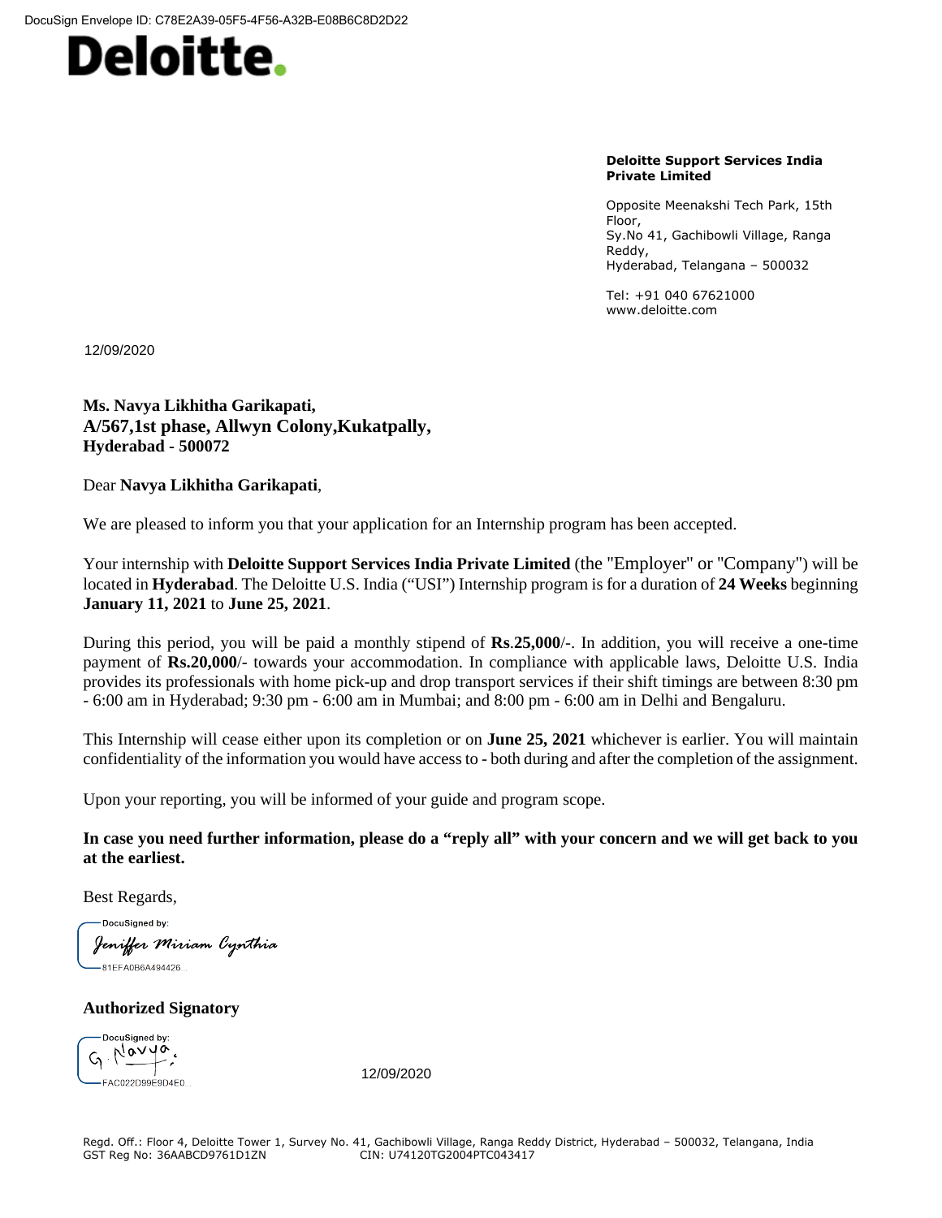DocuSign Envelope ID: C78E2A39-05F5-4F56-A32B-E08B6C8D2D22

Deloitte.

**Deloitte Support Services India Private Limited**

Opposite Meenakshi Tech Park, 15th Floor,
Sy.No 41, Gachibowli Village, Ranga Reddy,
Hyderabad, Telangana – 500032

Tel: +91 040 67621000
www.deloitte.com

12/09/2020

**Ms. Navya Likhitha Garikapati,**
**A/567,1st phase, Allwyn Colony,Kukatpally,**
**Hyderabad - 500072**

Dear **Navya Likhitha Garikapati**,

We are pleased to inform you that your application for an Internship program has been accepted.

Your internship with **Deloitte Support Services India Private Limited** (the "Employer" or "Company") will be located in **Hyderabad**. The Deloitte U.S. India ("USI") Internship program is for a duration of **24 Weeks** beginning **January 11, 2021** to **June 25, 2021**.

During this period, you will be paid a monthly stipend of **Rs.25,000**/-. In addition, you will receive a one-time payment of **Rs.20,000**/- towards your accommodation. In compliance with applicable laws, Deloitte U.S. India provides its professionals with home pick-up and drop transport services if their shift timings are between 8:30 pm - 6:00 am in Hyderabad; 9:30 pm - 6:00 am in Mumbai; and 8:00 pm - 6:00 am in Delhi and Bengaluru.

This Internship will cease either upon its completion or on **June 25, 2021** whichever is earlier. You will maintain confidentiality of the information you would have access to - both during and after the completion of the assignment.

Upon your reporting, you will be informed of your guide and program scope.

**In case you need further information, please do a "reply all" with your concern and we will get back to you at the earliest.**

Best Regards,

DocuSigned by:
*Jeniffer Miriam Cynthia*
81EFA0B6A494426...

**Authorized Signatory**

DocuSigned by:
G. Navya
FAC022D99E9D4E0...

12/09/2020

Regd. Off.: Floor 4, Deloitte Tower 1, Survey No. 41, Gachibowli Village, Ranga Reddy District, Hyderabad – 500032, Telangana, India
GST Reg No: 36AABCD9761D1ZN CIN: U74120TG2004PTC043417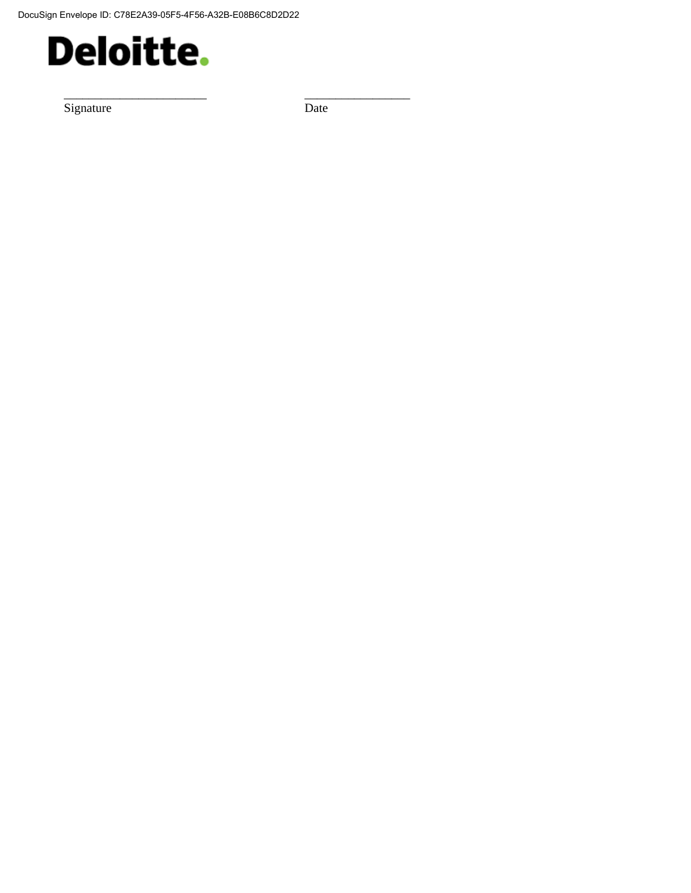Deloitte.

_______________________ _________________

Signature Date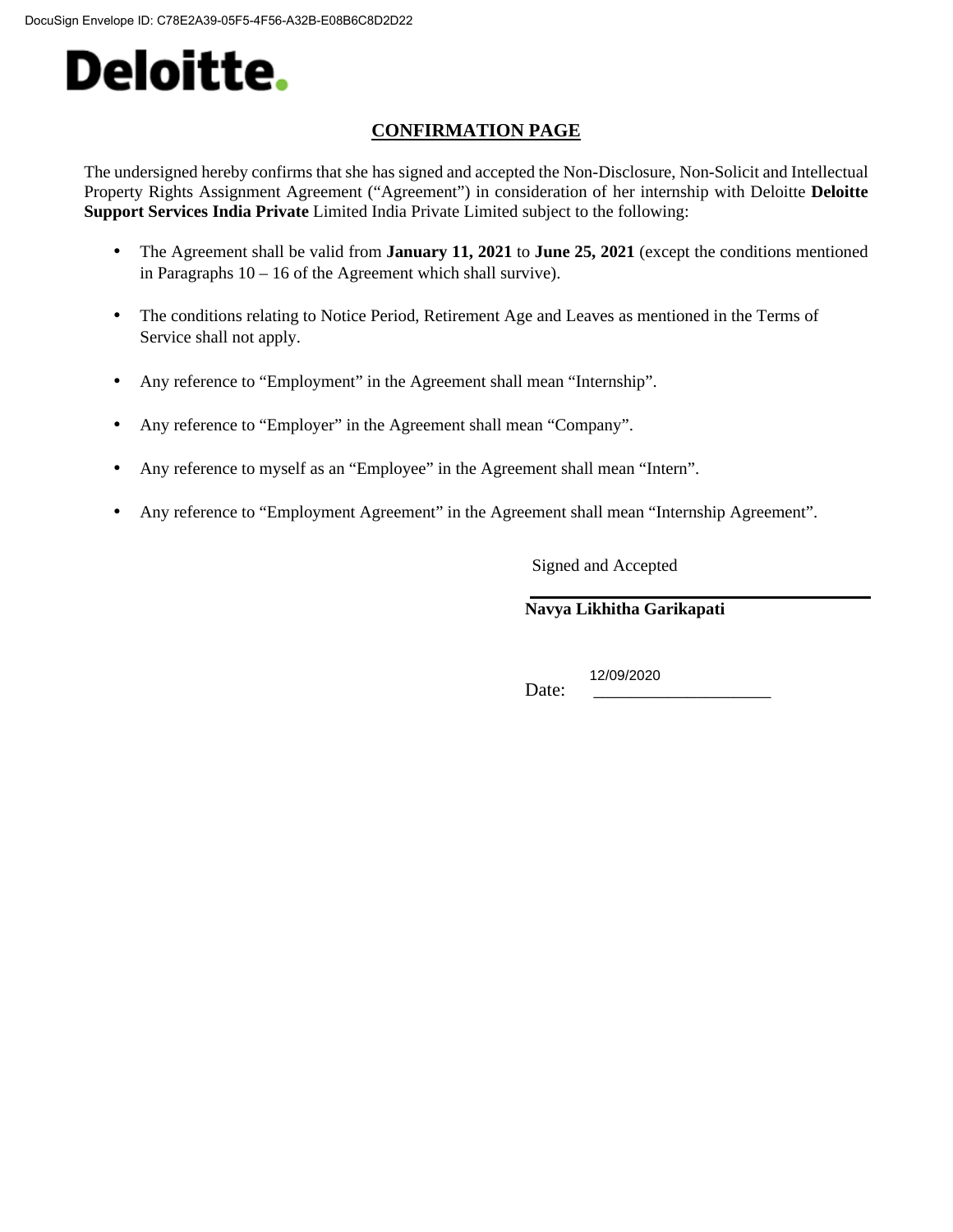Deloitte.

# CONFIRMATION PAGE

The undersigned hereby confirms that she has signed and accepted the Non-Disclosure, Non-Solicit and Intellectual Property Rights Assignment Agreement ("Agreement") in consideration of her internship with Deloitte **Deloitte Support Services India Private** Limited India Private Limited subject to the following:

- The Agreement shall be valid from **January 11, 2021** to **June 25, 2021** (except the conditions mentioned in Paragraphs 10 – 16 of the Agreement which shall survive).
- The conditions relating to Notice Period, Retirement Age and Leaves as mentioned in the Terms of Service shall not apply.
- Any reference to "Employment" in the Agreement shall mean "Internship".
- Any reference to "Employer" in the Agreement shall mean "Company".
- Any reference to myself as an "Employee" in the Agreement shall mean "Intern".
- Any reference to "Employment Agreement" in the Agreement shall mean "Internship Agreement".

Signed and Accepted

**Navya Likhitha Garikapati**

Date: 12/09/2020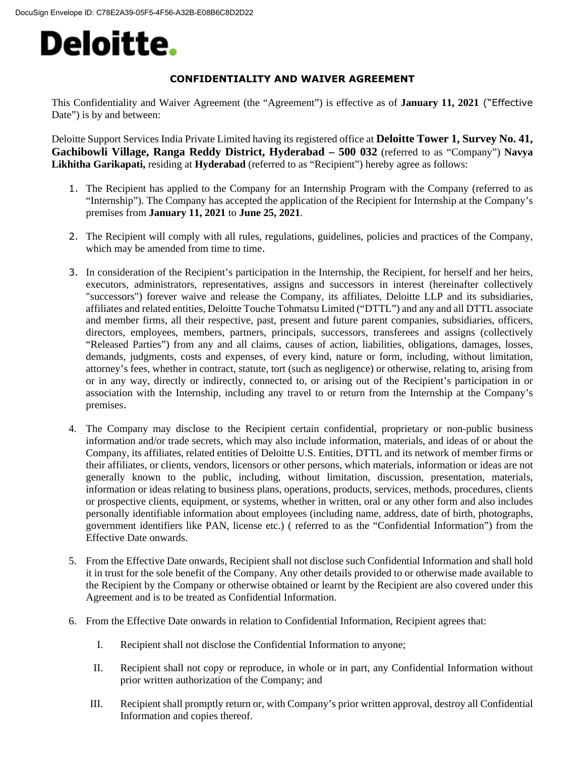Deloitte.

## CONFIDENTIALITY AND WAIVER AGREEMENT

This Confidentiality and Waiver Agreement (the "Agreement") is effective as of **January 11, 2021** ("Effective Date") is by and between:

Deloitte Support Services India Private Limited having its registered office at **Deloitte Tower 1, Survey No. 41, Gachibowli Village, Ranga Reddy District, Hyderabad – 500 032** (referred to as "Company") **Navya Likhitha Garikapati,** residing at **Hyderabad** (referred to as "Recipient") hereby agree as follows:

1. The Recipient has applied to the Company for an Internship Program with the Company (referred to as "Internship"). The Company has accepted the application of the Recipient for Internship at the Company's premises from **January 11, 2021** to **June 25, 2021**.

2. The Recipient will comply with all rules, regulations, guidelines, policies and practices of the Company, which may be amended from time to time.

3. In consideration of the Recipient's participation in the Internship, the Recipient, for herself and her heirs, executors, administrators, representatives, assigns and successors in interest (hereinafter collectively "successors") forever waive and release the Company, its affiliates, Deloitte LLP and its subsidiaries, affiliates and related entities, Deloitte Touche Tohmatsu Limited ("DTTL") and any and all DTTL associate and member firms, all their respective, past, present and future parent companies, subsidiaries, officers, directors, employees, members, partners, principals, successors, transferees and assigns (collectively "Released Parties") from any and all claims, causes of action, liabilities, obligations, damages, losses, demands, judgments, costs and expenses, of every kind, nature or form, including, without limitation, attorney's fees, whether in contract, statute, tort (such as negligence) or otherwise, relating to, arising from or in any way, directly or indirectly, connected to, or arising out of the Recipient's participation in or association with the Internship, including any travel to or return from the Internship at the Company's premises.

4. The Company may disclose to the Recipient certain confidential, proprietary or non-public business information and/or trade secrets, which may also include information, materials, and ideas of or about the Company, its affiliates, related entities of Deloitte U.S. Entities, DTTL and its network of member firms or their affiliates, or clients, vendors, licensors or other persons, which materials, information or ideas are not generally known to the public, including, without limitation, discussion, presentation, materials, information or ideas relating to business plans, operations, products, services, methods, procedures, clients or prospective clients, equipment, or systems, whether in written, oral or any other form and also includes personally identifiable information about employees (including name, address, date of birth, photographs, government identifiers like PAN, license etc.) ( referred to as the "Confidential Information") from the Effective Date onwards.

5. From the Effective Date onwards, Recipient shall not disclose such Confidential Information and shall hold it in trust for the sole benefit of the Company. Any other details provided to or otherwise made available to the Recipient by the Company or otherwise obtained or learnt by the Recipient are also covered under this Agreement and is to be treated as Confidential Information.

6. From the Effective Date onwards in relation to Confidential Information, Recipient agrees that:

   I. Recipient shall not disclose the Confidential Information to anyone;

   II. Recipient shall not copy or reproduce, in whole or in part, any Confidential Information without prior written authorization of the Company; and

   III. Recipient shall promptly return or, with Company's prior written approval, destroy all Confidential Information and copies thereof.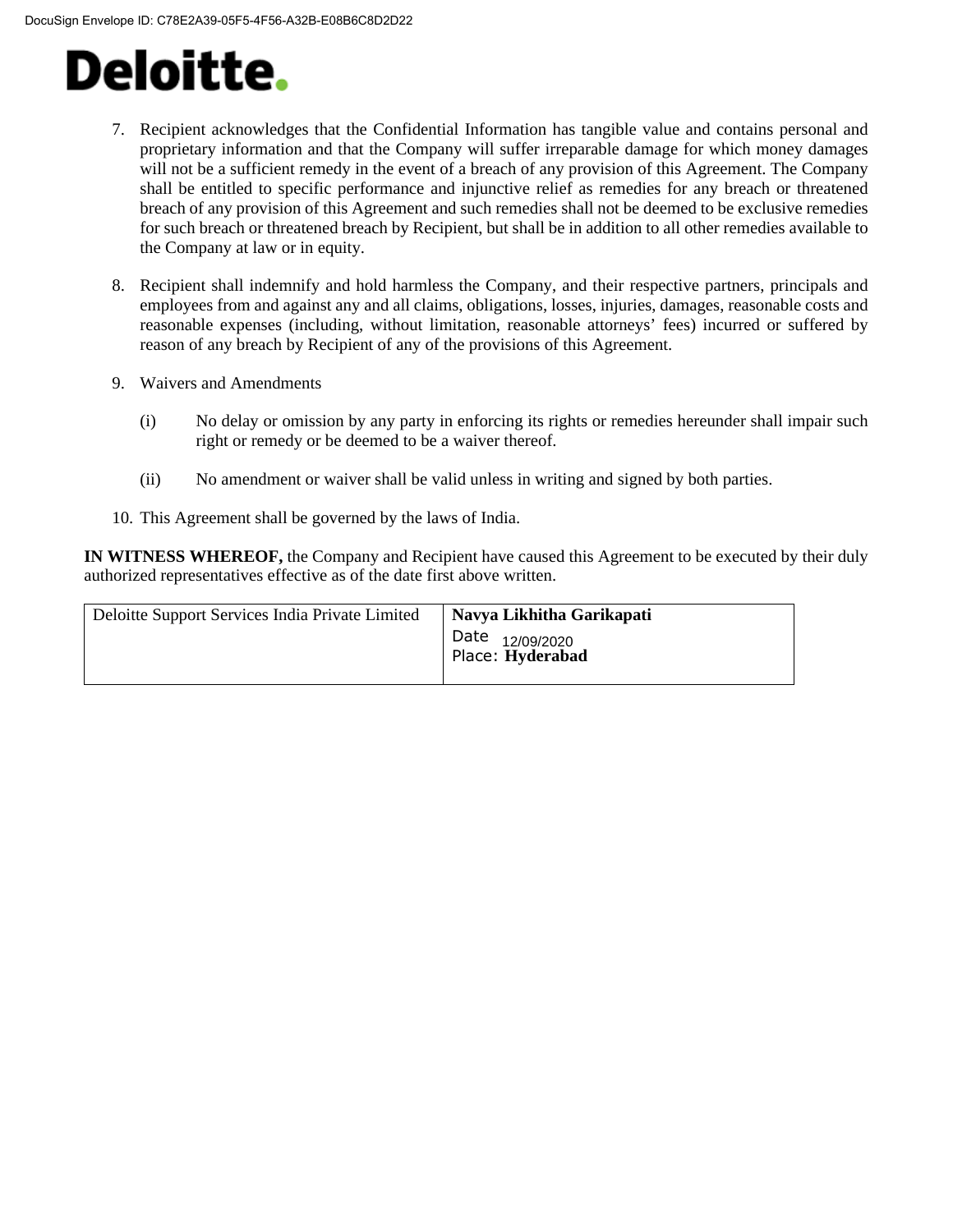7. Recipient acknowledges that the Confidential Information has tangible value and contains personal and proprietary information and that the Company will suffer irreparable damage for which money damages will not be a sufficient remedy in the event of a breach of any provision of this Agreement. The Company shall be entitled to specific performance and injunctive relief as remedies for any breach or threatened breach of any provision of this Agreement and such remedies shall not be deemed to be exclusive remedies for such breach or threatened breach by Recipient, but shall be in addition to all other remedies available to the Company at law or in equity.

8. Recipient shall indemnify and hold harmless the Company, and their respective partners, principals and employees from and against any and all claims, obligations, losses, injuries, damages, reasonable costs and reasonable expenses (including, without limitation, reasonable attorneys' fees) incurred or suffered by reason of any breach by Recipient of any of the provisions of this Agreement.

9. Waivers and Amendments

   (i) No delay or omission by any party in enforcing its rights or remedies hereunder shall impair such right or remedy or be deemed to be a waiver thereof.

   (ii) No amendment or waiver shall be valid unless in writing and signed by both parties.

10. This Agreement shall be governed by the laws of India.

**IN WITNESS WHEREOF,** the Company and Recipient have caused this Agreement to be executed by their duly authorized representatives effective as of the date first above written.

| Deloitte Support Services India Private Limited | **Navya Likhitha Garikapati**<br>Date 12/09/2020<br>Place: **Hyderabad** |
|---|---|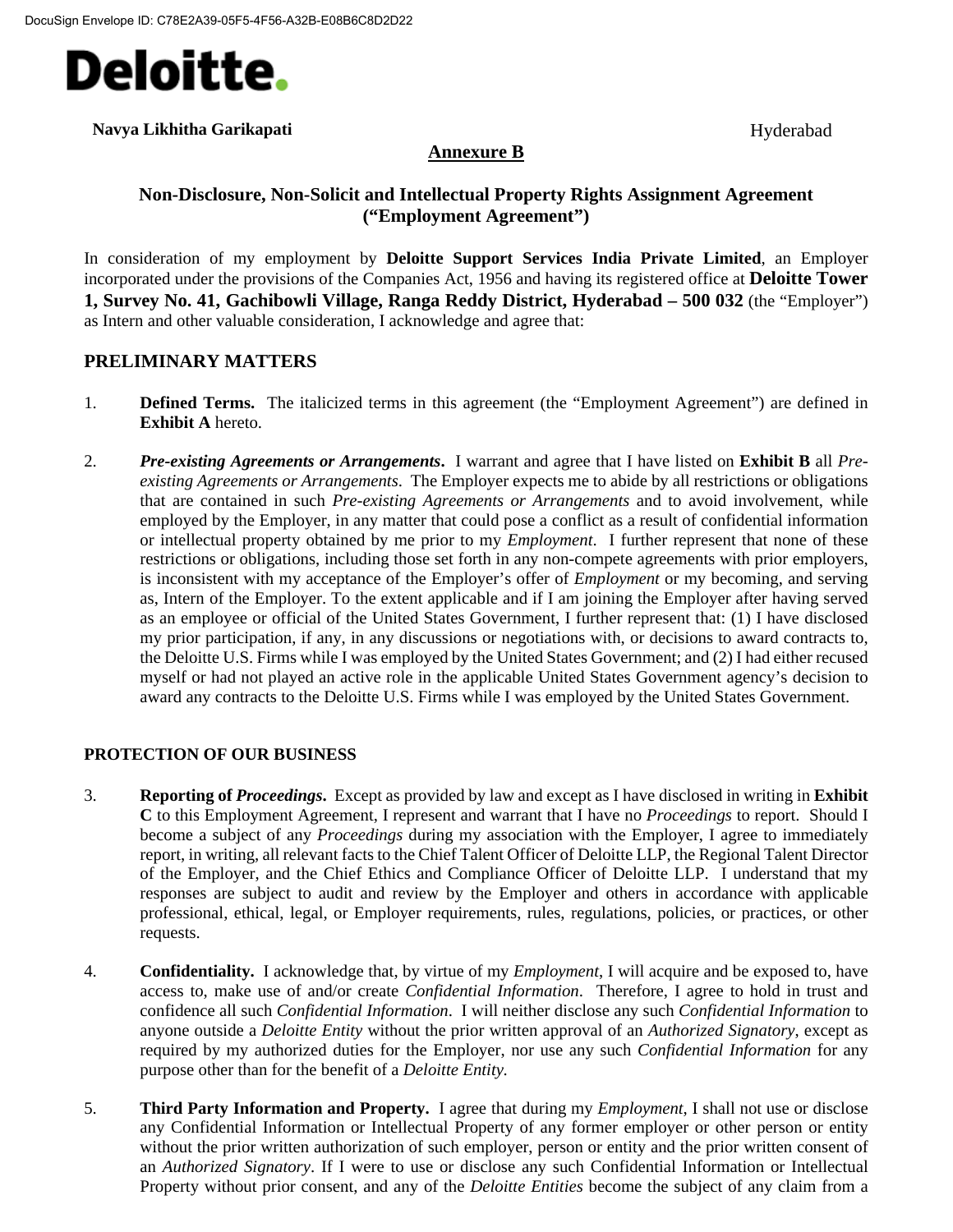**Navya Likhitha Garikapati** Hyderabad

**Annexure B**

### Non-Disclosure, Non-Solicit and Intellectual Property Rights Assignment Agreement (“Employment Agreement”)

In consideration of my employment by **Deloitte Support Services India Private Limited**, an Employer incorporated under the provisions of the Companies Act, 1956 and having its registered office at **Deloitte Tower 1, Survey No. 41, Gachibowli Village, Ranga Reddy District, Hyderabad – 500 032** (the “Employer”) as Intern and other valuable consideration, I acknowledge and agree that:

## PRELIMINARY MATTERS

1. **Defined Terms.** The italicized terms in this agreement (the “Employment Agreement”) are defined in **Exhibit A** hereto.

2. ***Pre-existing Agreements or Arrangements*.** I warrant and agree that I have listed on **Exhibit B** all *Pre-existing Agreements or Arrangements*. The Employer expects me to abide by all restrictions or obligations that are contained in such *Pre-existing Agreements or Arrangements* and to avoid involvement, while employed by the Employer, in any matter that could pose a conflict as a result of confidential information or intellectual property obtained by me prior to my *Employment*. I further represent that none of these restrictions or obligations, including those set forth in any non-compete agreements with prior employers, is inconsistent with my acceptance of the Employer’s offer of *Employment* or my becoming, and serving as, Intern of the Employer. To the extent applicable and if I am joining the Employer after having served as an employee or official of the United States Government, I further represent that: (1) I have disclosed my prior participation, if any, in any discussions or negotiations with, or decisions to award contracts to, the Deloitte U.S. Firms while I was employed by the United States Government; and (2) I had either recused myself or had not played an active role in the applicable United States Government agency’s decision to award any contracts to the Deloitte U.S. Firms while I was employed by the United States Government.

## PROTECTION OF OUR BUSINESS

3. **Reporting of *Proceedings*.** Except as provided by law and except as I have disclosed in writing in **Exhibit C** to this Employment Agreement, I represent and warrant that I have no *Proceedings* to report. Should I become a subject of any *Proceedings* during my association with the Employer, I agree to immediately report, in writing, all relevant facts to the Chief Talent Officer of Deloitte LLP, the Regional Talent Director of the Employer, and the Chief Ethics and Compliance Officer of Deloitte LLP. I understand that my responses are subject to audit and review by the Employer and others in accordance with applicable professional, ethical, legal, or Employer requirements, rules, regulations, policies, or practices, or other requests.

4. **Confidentiality.** I acknowledge that, by virtue of my *Employment*, I will acquire and be exposed to, have access to, make use of and/or create *Confidential Information*. Therefore, I agree to hold in trust and confidence all such *Confidential Information*. I will neither disclose any such *Confidential Information* to anyone outside a *Deloitte Entity* without the prior written approval of an *Authorized Signatory*, except as required by my authorized duties for the Employer, nor use any such *Confidential Information* for any purpose other than for the benefit of a *Deloitte Entity.*

5. **Third Party Information and Property.** I agree that during my *Employment*, I shall not use or disclose any Confidential Information or Intellectual Property of any former employer or other person or entity without the prior written authorization of such employer, person or entity and the prior written consent of an *Authorized Signatory*. If I were to use or disclose any such Confidential Information or Intellectual Property without prior consent, and any of the *Deloitte Entities* become the subject of any claim from a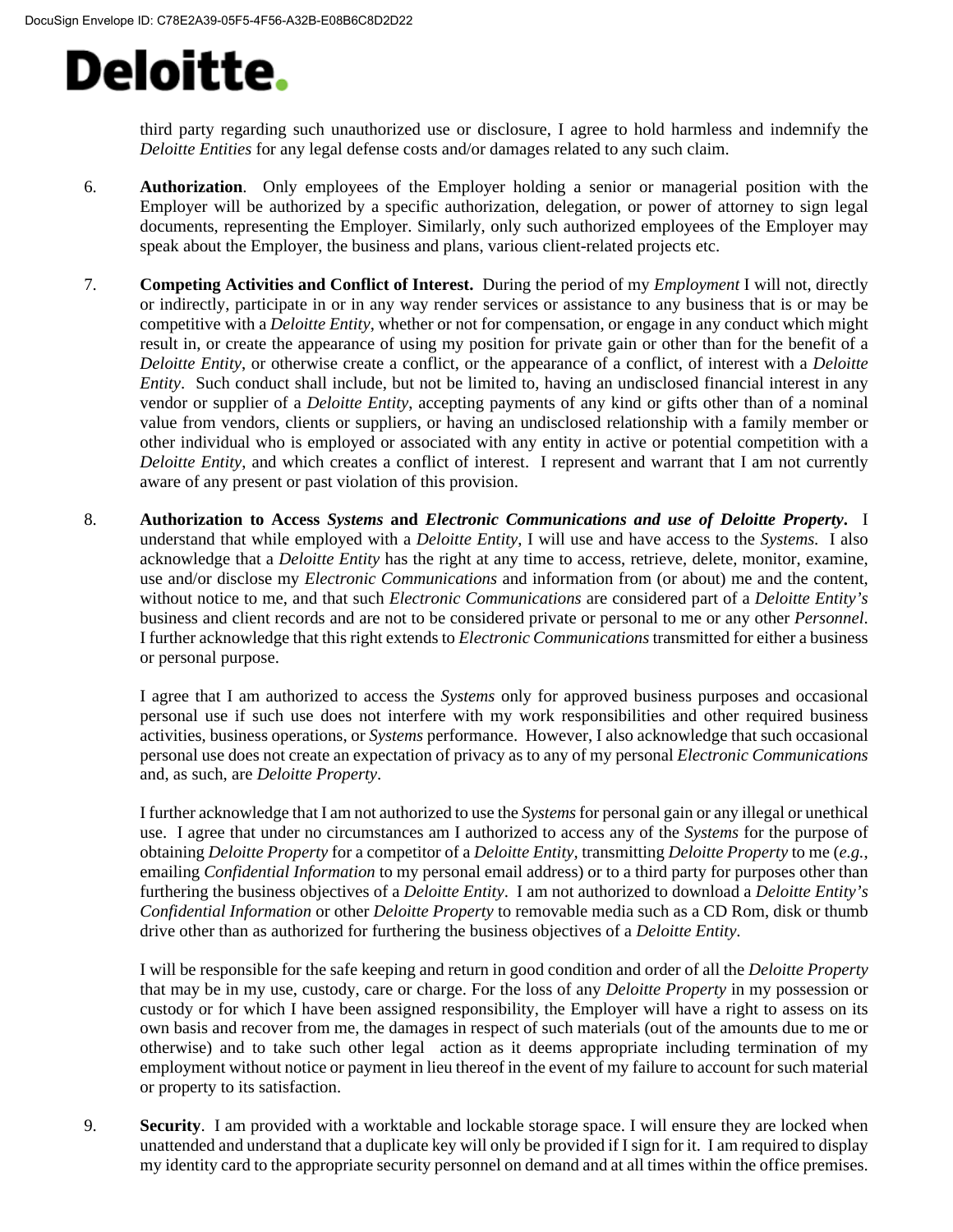third party regarding such unauthorized use or disclosure, I agree to hold harmless and indemnify the *Deloitte Entities* for any legal defense costs and/or damages related to any such claim.

6. **Authorization**. Only employees of the Employer holding a senior or managerial position with the Employer will be authorized by a specific authorization, delegation, or power of attorney to sign legal documents, representing the Employer. Similarly, only such authorized employees of the Employer may speak about the Employer, the business and plans, various client-related projects etc.

7. **Competing Activities and Conflict of Interest.** During the period of my *Employment* I will not, directly or indirectly, participate in or in any way render services or assistance to any business that is or may be competitive with a *Deloitte Entity*, whether or not for compensation, or engage in any conduct which might result in, or create the appearance of using my position for private gain or other than for the benefit of a *Deloitte Entity*, or otherwise create a conflict, or the appearance of a conflict, of interest with a *Deloitte Entity*. Such conduct shall include, but not be limited to, having an undisclosed financial interest in any vendor or supplier of a *Deloitte Entity*, accepting payments of any kind or gifts other than of a nominal value from vendors, clients or suppliers, or having an undisclosed relationship with a family member or other individual who is employed or associated with any entity in active or potential competition with a *Deloitte Entity*, and which creates a conflict of interest. I represent and warrant that I am not currently aware of any present or past violation of this provision.

8. **Authorization to Access *Systems* and *Electronic Communications and use of Deloitte Property*.** I understand that while employed with a *Deloitte Entity*, I will use and have access to the *Systems*. I also acknowledge that a *Deloitte Entity* has the right at any time to access, retrieve, delete, monitor, examine, use and/or disclose my *Electronic Communications* and information from (or about) me and the content, without notice to me, and that such *Electronic Communications* are considered part of a *Deloitte Entity's* business and client records and are not to be considered private or personal to me or any other *Personnel*. I further acknowledge that this right extends to *Electronic Communications* transmitted for either a business or personal purpose.

   I agree that I am authorized to access the *Systems* only for approved business purposes and occasional personal use if such use does not interfere with my work responsibilities and other required business activities, business operations, or *Systems* performance. However, I also acknowledge that such occasional personal use does not create an expectation of privacy as to any of my personal *Electronic Communications* and, as such, are *Deloitte Property*.

   I further acknowledge that I am not authorized to use the *Systems* for personal gain or any illegal or unethical use. I agree that under no circumstances am I authorized to access any of the *Systems* for the purpose of obtaining *Deloitte Property* for a competitor of a *Deloitte Entity*, transmitting *Deloitte Property* to me (*e.g.*, emailing *Confidential Information* to my personal email address) or to a third party for purposes other than furthering the business objectives of a *Deloitte Entity*. I am not authorized to download a *Deloitte Entity's Confidential Information* or other *Deloitte Property* to removable media such as a CD Rom, disk or thumb drive other than as authorized for furthering the business objectives of a *Deloitte Entity*.

   I will be responsible for the safe keeping and return in good condition and order of all the *Deloitte Property* that may be in my use, custody, care or charge. For the loss of any *Deloitte Property* in my possession or custody or for which I have been assigned responsibility, the Employer will have a right to assess on its own basis and recover from me, the damages in respect of such materials (out of the amounts due to me or otherwise) and to take such other legal action as it deems appropriate including termination of my employment without notice or payment in lieu thereof in the event of my failure to account for such material or property to its satisfaction.

9. **Security**. I am provided with a worktable and lockable storage space. I will ensure they are locked when unattended and understand that a duplicate key will only be provided if I sign for it. I am required to display my identity card to the appropriate security personnel on demand and at all times within the office premises.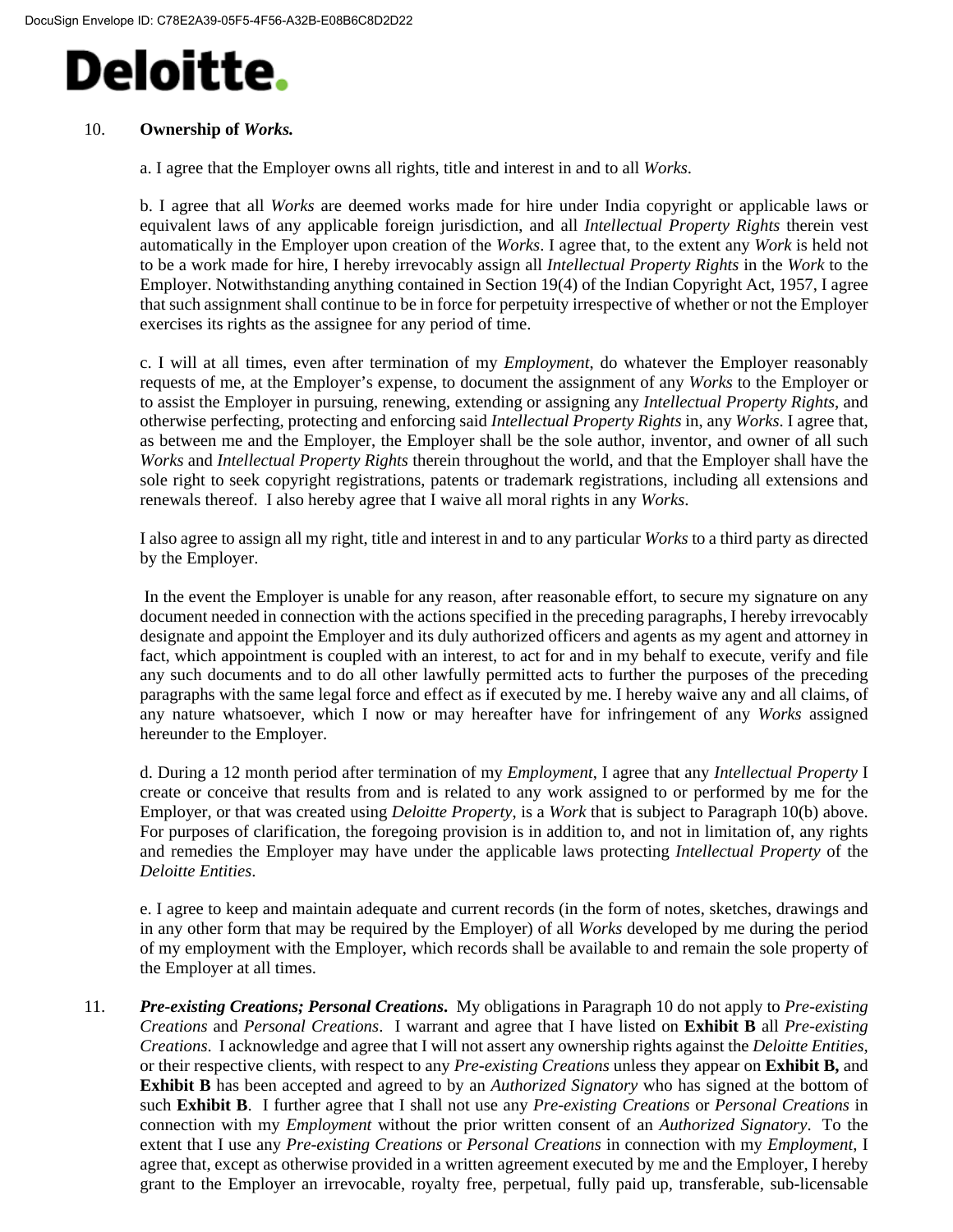10. **Ownership of *Works.***

a. I agree that the Employer owns all rights, title and interest in and to all *Works*.

b. I agree that all *Works* are deemed works made for hire under India copyright or applicable laws or equivalent laws of any applicable foreign jurisdiction, and all *Intellectual Property Rights* therein vest automatically in the Employer upon creation of the *Works*. I agree that, to the extent any *Work* is held not to be a work made for hire, I hereby irrevocably assign all *Intellectual Property Rights* in the *Work* to the Employer. Notwithstanding anything contained in Section 19(4) of the Indian Copyright Act, 1957, I agree that such assignment shall continue to be in force for perpetuity irrespective of whether or not the Employer exercises its rights as the assignee for any period of time.

c. I will at all times, even after termination of my *Employment*, do whatever the Employer reasonably requests of me, at the Employer's expense, to document the assignment of any *Works* to the Employer or to assist the Employer in pursuing, renewing, extending or assigning any *Intellectual Property Rights*, and otherwise perfecting, protecting and enforcing said *Intellectual Property Rights* in, any *Works*. I agree that, as between me and the Employer, the Employer shall be the sole author, inventor, and owner of all such *Works* and *Intellectual Property Rights* therein throughout the world, and that the Employer shall have the sole right to seek copyright registrations, patents or trademark registrations, including all extensions and renewals thereof. I also hereby agree that I waive all moral rights in any *Works*.

I also agree to assign all my right, title and interest in and to any particular *Works* to a third party as directed by the Employer.

In the event the Employer is unable for any reason, after reasonable effort, to secure my signature on any document needed in connection with the actions specified in the preceding paragraphs, I hereby irrevocably designate and appoint the Employer and its duly authorized officers and agents as my agent and attorney in fact, which appointment is coupled with an interest, to act for and in my behalf to execute, verify and file any such documents and to do all other lawfully permitted acts to further the purposes of the preceding paragraphs with the same legal force and effect as if executed by me. I hereby waive any and all claims, of any nature whatsoever, which I now or may hereafter have for infringement of any *Works* assigned hereunder to the Employer.

d. During a 12 month period after termination of my *Employment*, I agree that any *Intellectual Property* I create or conceive that results from and is related to any work assigned to or performed by me for the Employer, or that was created using *Deloitte Property*, is a *Work* that is subject to Paragraph 10(b) above. For purposes of clarification, the foregoing provision is in addition to, and not in limitation of, any rights and remedies the Employer may have under the applicable laws protecting *Intellectual Property* of the *Deloitte Entities*.

e. I agree to keep and maintain adequate and current records (in the form of notes, sketches, drawings and in any other form that may be required by the Employer) of all *Works* developed by me during the period of my employment with the Employer, which records shall be available to and remain the sole property of the Employer at all times.

11. ***Pre-existing Creations; Personal Creations*.** My obligations in Paragraph 10 do not apply to *Pre-existing Creations* and *Personal Creations*. I warrant and agree that I have listed on **Exhibit B** all *Pre-existing Creations*. I acknowledge and agree that I will not assert any ownership rights against the *Deloitte Entities*, or their respective clients, with respect to any *Pre-existing Creations* unless they appear on **Exhibit B,** and **Exhibit B** has been accepted and agreed to by an *Authorized Signatory* who has signed at the bottom of such **Exhibit B**. I further agree that I shall not use any *Pre-existing Creations* or *Personal Creations* in connection with my *Employment* without the prior written consent of an *Authorized Signatory*. To the extent that I use any *Pre-existing Creations* or *Personal Creations* in connection with my *Employment*, I agree that, except as otherwise provided in a written agreement executed by me and the Employer, I hereby grant to the Employer an irrevocable, royalty free, perpetual, fully paid up, transferable, sub-licensable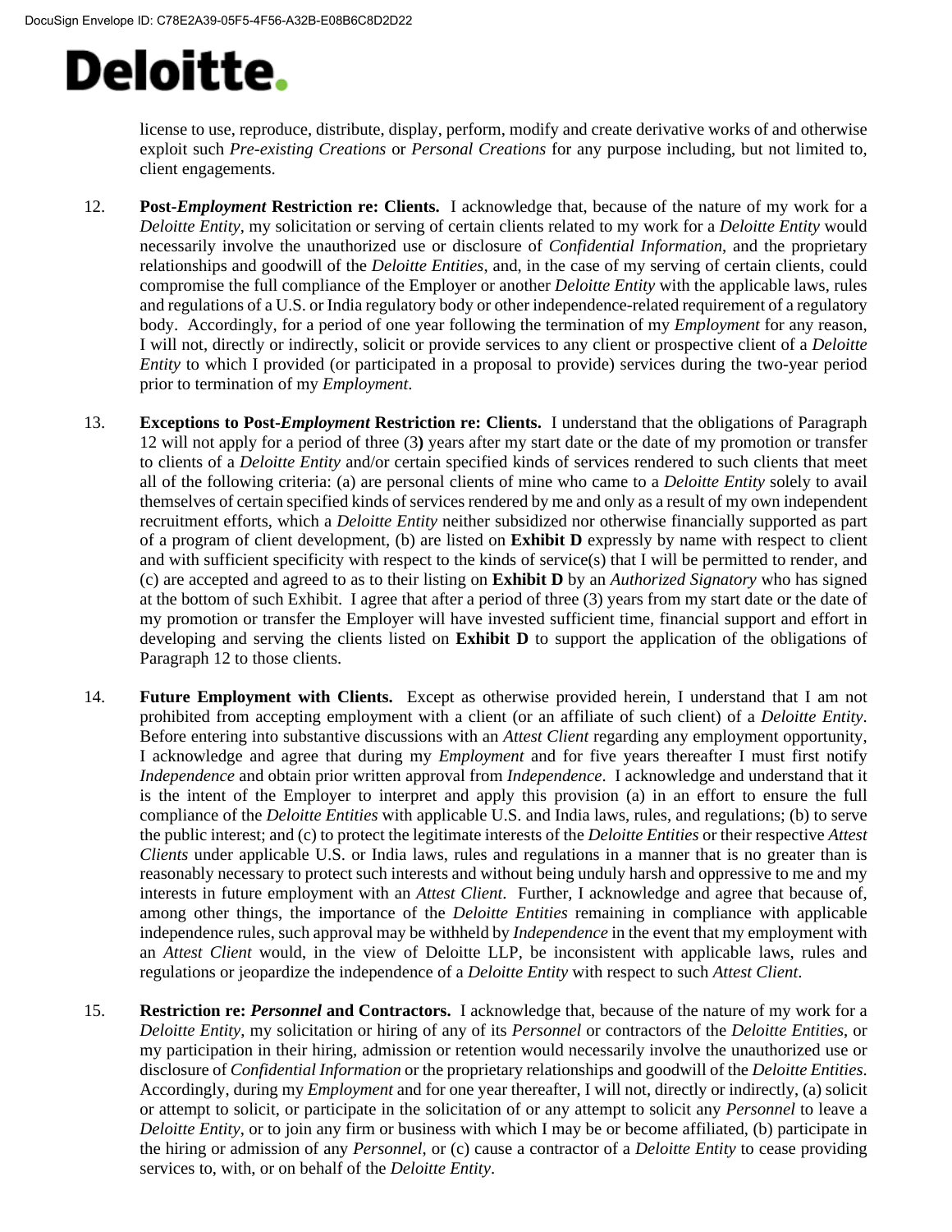license to use, reproduce, distribute, display, perform, modify and create derivative works of and otherwise exploit such *Pre-existing Creations* or *Personal Creations* for any purpose including, but not limited to, client engagements.

12. **Post-*Employment* Restriction re: Clients.** I acknowledge that, because of the nature of my work for a *Deloitte Entity*, my solicitation or serving of certain clients related to my work for a *Deloitte Entity* would necessarily involve the unauthorized use or disclosure of *Confidential Information*, and the proprietary relationships and goodwill of the *Deloitte Entities*, and, in the case of my serving of certain clients, could compromise the full compliance of the Employer or another *Deloitte Entity* with the applicable laws, rules and regulations of a U.S. or India regulatory body or other independence-related requirement of a regulatory body. Accordingly, for a period of one year following the termination of my *Employment* for any reason, I will not, directly or indirectly, solicit or provide services to any client or prospective client of a *Deloitte Entity* to which I provided (or participated in a proposal to provide) services during the two-year period prior to termination of my *Employment*.

13. **Exceptions to Post-*Employment* Restriction re: Clients.** I understand that the obligations of Paragraph 12 will not apply for a period of three (3**)** years after my start date or the date of my promotion or transfer to clients of a *Deloitte Entity* and/or certain specified kinds of services rendered to such clients that meet all of the following criteria: (a) are personal clients of mine who came to a *Deloitte Entity* solely to avail themselves of certain specified kinds of services rendered by me and only as a result of my own independent recruitment efforts, which a *Deloitte Entity* neither subsidized nor otherwise financially supported as part of a program of client development, (b) are listed on **Exhibit D** expressly by name with respect to client and with sufficient specificity with respect to the kinds of service(s) that I will be permitted to render, and (c) are accepted and agreed to as to their listing on **Exhibit D** by an *Authorized Signatory* who has signed at the bottom of such Exhibit. I agree that after a period of three (3) years from my start date or the date of my promotion or transfer the Employer will have invested sufficient time, financial support and effort in developing and serving the clients listed on **Exhibit D** to support the application of the obligations of Paragraph 12 to those clients.

14. **Future Employment with Clients.** Except as otherwise provided herein, I understand that I am not prohibited from accepting employment with a client (or an affiliate of such client) of a *Deloitte Entity*. Before entering into substantive discussions with an *Attest Client* regarding any employment opportunity, I acknowledge and agree that during my *Employment* and for five years thereafter I must first notify *Independence* and obtain prior written approval from *Independence*. I acknowledge and understand that it is the intent of the Employer to interpret and apply this provision (a) in an effort to ensure the full compliance of the *Deloitte Entities* with applicable U.S. and India laws, rules, and regulations; (b) to serve the public interest; and (c) to protect the legitimate interests of the *Deloitte Entities* or their respective *Attest Clients* under applicable U.S. or India laws, rules and regulations in a manner that is no greater than is reasonably necessary to protect such interests and without being unduly harsh and oppressive to me and my interests in future employment with an *Attest Client*. Further, I acknowledge and agree that because of, among other things, the importance of the *Deloitte Entities* remaining in compliance with applicable independence rules, such approval may be withheld by *Independence* in the event that my employment with an *Attest Client* would, in the view of Deloitte LLP, be inconsistent with applicable laws, rules and regulations or jeopardize the independence of a *Deloitte Entity* with respect to such *Attest Client*.

15. **Restriction re: *Personnel* and Contractors.** I acknowledge that, because of the nature of my work for a *Deloitte Entity*, my solicitation or hiring of any of its *Personnel* or contractors of the *Deloitte Entities*, or my participation in their hiring, admission or retention would necessarily involve the unauthorized use or disclosure of *Confidential Information* or the proprietary relationships and goodwill of the *Deloitte Entities*. Accordingly, during my *Employment* and for one year thereafter, I will not, directly or indirectly, (a) solicit or attempt to solicit, or participate in the solicitation of or any attempt to solicit any *Personnel* to leave a *Deloitte Entity*, or to join any firm or business with which I may be or become affiliated, (b) participate in the hiring or admission of any *Personnel*, or (c) cause a contractor of a *Deloitte Entity* to cease providing services to, with, or on behalf of the *Deloitte Entity*.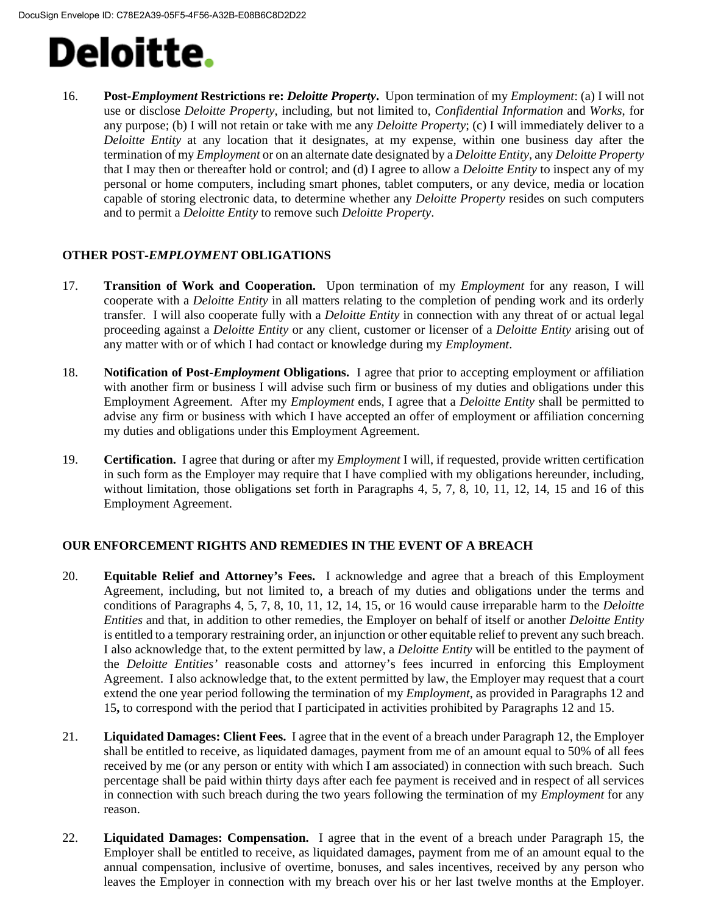16. **Post-*Employment* Restrictions re: *Deloitte Property*.** Upon termination of my *Employment*: (a) I will not use or disclose *Deloitte Property*, including, but not limited to, *Confidential Information* and *Works*, for any purpose; (b) I will not retain or take with me any *Deloitte Property*; (c) I will immediately deliver to a *Deloitte Entity* at any location that it designates, at my expense, within one business day after the termination of my *Employment* or on an alternate date designated by a *Deloitte Entity*, any *Deloitte Property* that I may then or thereafter hold or control; and (d) I agree to allow a *Deloitte Entity* to inspect any of my personal or home computers, including smart phones, tablet computers, or any device, media or location capable of storing electronic data, to determine whether any *Deloitte Property* resides on such computers and to permit a *Deloitte Entity* to remove such *Deloitte Property*.

## OTHER POST-*EMPLOYMENT* OBLIGATIONS

17. **Transition of Work and Cooperation.** Upon termination of my *Employment* for any reason, I will cooperate with a *Deloitte Entity* in all matters relating to the completion of pending work and its orderly transfer. I will also cooperate fully with a *Deloitte Entity* in connection with any threat of or actual legal proceeding against a *Deloitte Entity* or any client, customer or licenser of a *Deloitte Entity* arising out of any matter with or of which I had contact or knowledge during my *Employment*.

18. **Notification of Post-*Employment* Obligations.** I agree that prior to accepting employment or affiliation with another firm or business I will advise such firm or business of my duties and obligations under this Employment Agreement. After my *Employment* ends, I agree that a *Deloitte Entity* shall be permitted to advise any firm or business with which I have accepted an offer of employment or affiliation concerning my duties and obligations under this Employment Agreement.

19. **Certification.** I agree that during or after my *Employment* I will, if requested, provide written certification in such form as the Employer may require that I have complied with my obligations hereunder, including, without limitation, those obligations set forth in Paragraphs 4, 5, 7, 8, 10, 11, 12, 14, 15 and 16 of this Employment Agreement.

## OUR ENFORCEMENT RIGHTS AND REMEDIES IN THE EVENT OF A BREACH

20. **Equitable Relief and Attorney's Fees.** I acknowledge and agree that a breach of this Employment Agreement, including, but not limited to, a breach of my duties and obligations under the terms and conditions of Paragraphs 4, 5, 7, 8, 10, 11, 12, 14, 15, or 16 would cause irreparable harm to the *Deloitte Entities* and that, in addition to other remedies, the Employer on behalf of itself or another *Deloitte Entity* is entitled to a temporary restraining order, an injunction or other equitable relief to prevent any such breach. I also acknowledge that, to the extent permitted by law, a *Deloitte Entity* will be entitled to the payment of the *Deloitte Entities'* reasonable costs and attorney's fees incurred in enforcing this Employment Agreement. I also acknowledge that, to the extent permitted by law, the Employer may request that a court extend the one year period following the termination of my *Employment*, as provided in Paragraphs 12 and 15**,** to correspond with the period that I participated in activities prohibited by Paragraphs 12 and 15.

21. **Liquidated Damages: Client Fees.** I agree that in the event of a breach under Paragraph 12, the Employer shall be entitled to receive, as liquidated damages, payment from me of an amount equal to 50% of all fees received by me (or any person or entity with which I am associated) in connection with such breach. Such percentage shall be paid within thirty days after each fee payment is received and in respect of all services in connection with such breach during the two years following the termination of my *Employment* for any reason.

22. **Liquidated Damages: Compensation.** I agree that in the event of a breach under Paragraph 15, the Employer shall be entitled to receive, as liquidated damages, payment from me of an amount equal to the annual compensation, inclusive of overtime, bonuses, and sales incentives, received by any person who leaves the Employer in connection with my breach over his or her last twelve months at the Employer.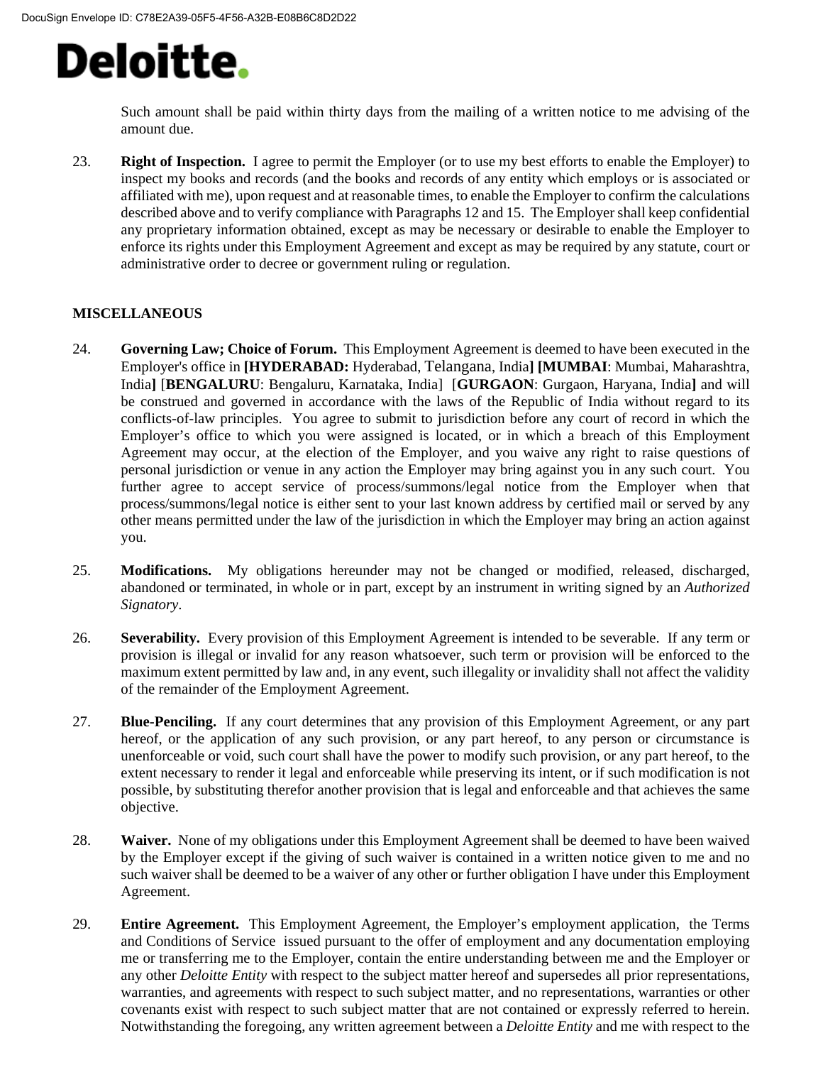Such amount shall be paid within thirty days from the mailing of a written notice to me advising of the amount due.

23. **Right of Inspection.** I agree to permit the Employer (or to use my best efforts to enable the Employer) to inspect my books and records (and the books and records of any entity which employs or is associated or affiliated with me), upon request and at reasonable times, to enable the Employer to confirm the calculations described above and to verify compliance with Paragraphs 12 and 15. The Employer shall keep confidential any proprietary information obtained, except as may be necessary or desirable to enable the Employer to enforce its rights under this Employment Agreement and except as may be required by any statute, court or administrative order to decree or government ruling or regulation.

**MISCELLANEOUS**

24. **Governing Law; Choice of Forum.** This Employment Agreement is deemed to have been executed in the Employer's office in **[HYDERABAD:** Hyderabad, Telangana, India**]** **[MUMBAI**: Mumbai, Maharashtra, India**]** [**BENGALURU**: Bengaluru, Karnataka, India] [**GURGAON**: Gurgaon, Haryana, India**]** and will be construed and governed in accordance with the laws of the Republic of India without regard to its conflicts-of-law principles. You agree to submit to jurisdiction before any court of record in which the Employer's office to which you were assigned is located, or in which a breach of this Employment Agreement may occur, at the election of the Employer, and you waive any right to raise questions of personal jurisdiction or venue in any action the Employer may bring against you in any such court. You further agree to accept service of process/summons/legal notice from the Employer when that process/summons/legal notice is either sent to your last known address by certified mail or served by any other means permitted under the law of the jurisdiction in which the Employer may bring an action against you.

25. **Modifications.** My obligations hereunder may not be changed or modified, released, discharged, abandoned or terminated, in whole or in part, except by an instrument in writing signed by an *Authorized Signatory*.

26. **Severability.** Every provision of this Employment Agreement is intended to be severable. If any term or provision is illegal or invalid for any reason whatsoever, such term or provision will be enforced to the maximum extent permitted by law and, in any event, such illegality or invalidity shall not affect the validity of the remainder of the Employment Agreement.

27. **Blue-Penciling.** If any court determines that any provision of this Employment Agreement, or any part hereof, or the application of any such provision, or any part hereof, to any person or circumstance is unenforceable or void, such court shall have the power to modify such provision, or any part hereof, to the extent necessary to render it legal and enforceable while preserving its intent, or if such modification is not possible, by substituting therefor another provision that is legal and enforceable and that achieves the same objective.

28. **Waiver.** None of my obligations under this Employment Agreement shall be deemed to have been waived by the Employer except if the giving of such waiver is contained in a written notice given to me and no such waiver shall be deemed to be a waiver of any other or further obligation I have under this Employment Agreement.

29. **Entire Agreement.** This Employment Agreement, the Employer's employment application, the Terms and Conditions of Service issued pursuant to the offer of employment and any documentation employing me or transferring me to the Employer, contain the entire understanding between me and the Employer or any other *Deloitte Entity* with respect to the subject matter hereof and supersedes all prior representations, warranties, and agreements with respect to such subject matter, and no representations, warranties or other covenants exist with respect to such subject matter that are not contained or expressly referred to herein. Notwithstanding the foregoing, any written agreement between a *Deloitte Entity* and me with respect to the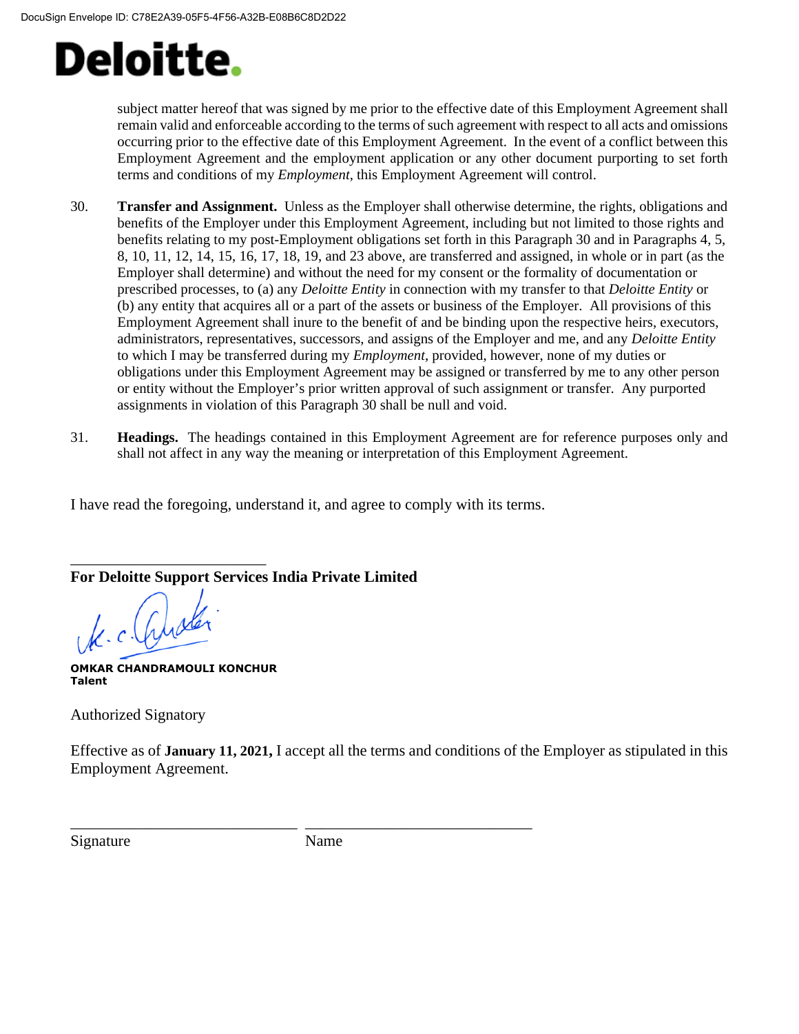subject matter hereof that was signed by me prior to the effective date of this Employment Agreement shall remain valid and enforceable according to the terms of such agreement with respect to all acts and omissions occurring prior to the effective date of this Employment Agreement. In the event of a conflict between this Employment Agreement and the employment application or any other document purporting to set forth terms and conditions of my *Employment*, this Employment Agreement will control.

30. **Transfer and Assignment.** Unless as the Employer shall otherwise determine, the rights, obligations and benefits of the Employer under this Employment Agreement, including but not limited to those rights and benefits relating to my post-Employment obligations set forth in this Paragraph 30 and in Paragraphs 4, 5, 8, 10, 11, 12, 14, 15, 16, 17, 18, 19, and 23 above, are transferred and assigned, in whole or in part (as the Employer shall determine) and without the need for my consent or the formality of documentation or prescribed processes, to (a) any *Deloitte Entity* in connection with my transfer to that *Deloitte Entity* or (b) any entity that acquires all or a part of the assets or business of the Employer. All provisions of this Employment Agreement shall inure to the benefit of and be binding upon the respective heirs, executors, administrators, representatives, successors, and assigns of the Employer and me, and any *Deloitte Entity* to which I may be transferred during my *Employment*, provided, however, none of my duties or obligations under this Employment Agreement may be assigned or transferred by me to any other person or entity without the Employer's prior written approval of such assignment or transfer. Any purported assignments in violation of this Paragraph 30 shall be null and void.

31. **Headings.** The headings contained in this Employment Agreement are for reference purposes only and shall not affect in any way the meaning or interpretation of this Employment Agreement.

I have read the foregoing, understand it, and agree to comply with its terms.

\_\_\_\_\_\_\_\_\_\_\_\_\_\_\_\_\_\_\_\_\_\_\_\_\_\_

**For Deloitte Support Services India Private Limited**

**OMKAR CHANDRAMOULI KONCHUR**
**Talent**

Authorized Signatory

Effective as of **January 11, 2021,** I accept all the terms and conditions of the Employer as stipulated in this Employment Agreement.

\_\_\_\_\_\_\_\_\_\_\_\_\_\_\_\_\_\_\_\_\_\_\_\_\_\_\_\_\_\_ \_\_\_\_\_\_\_\_\_\_\_\_\_\_\_\_\_\_\_\_\_\_\_\_\_\_\_\_\_\_

Signature Name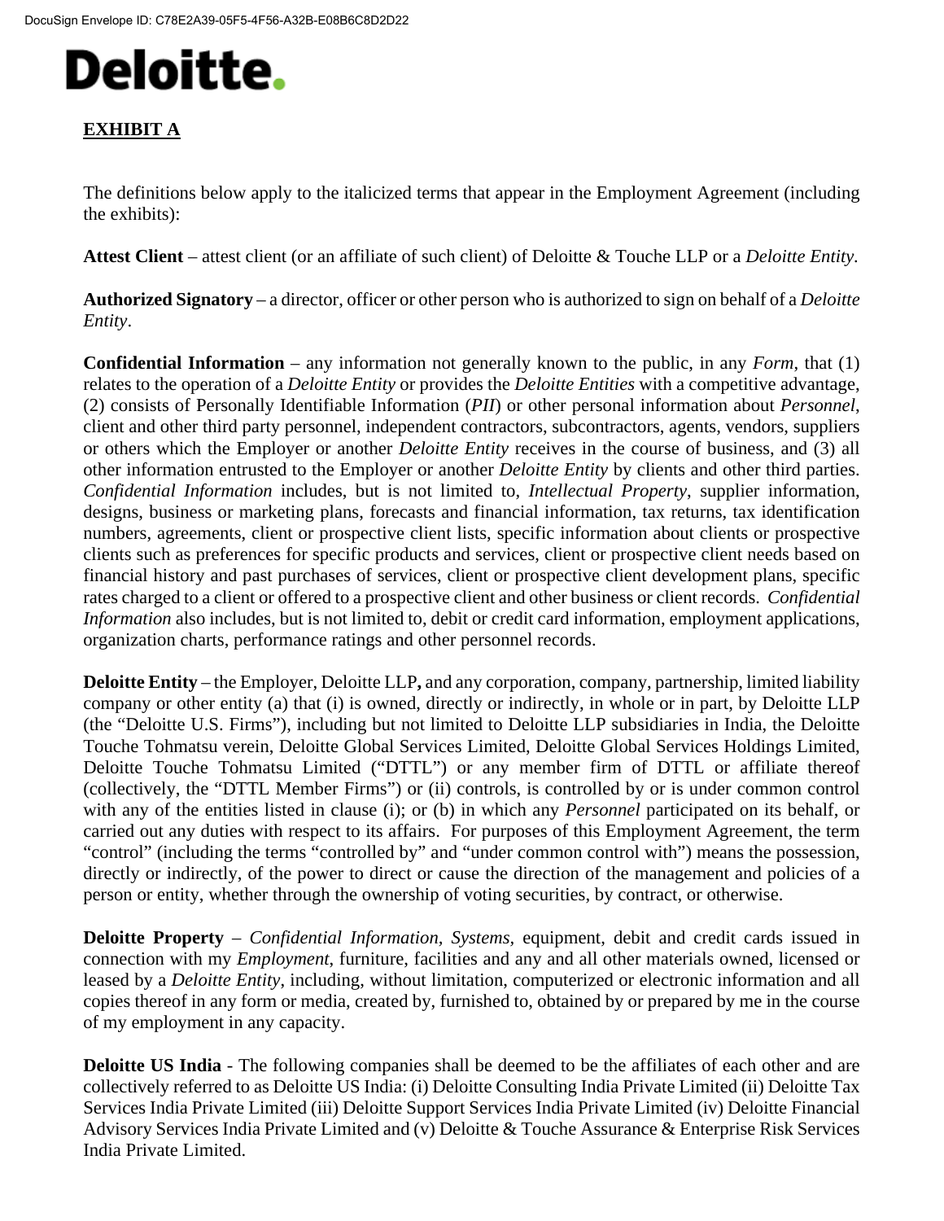Deloitte.

**EXHIBIT A**

The definitions below apply to the italicized terms that appear in the Employment Agreement (including the exhibits):

**Attest Client** – attest client (or an affiliate of such client) of Deloitte & Touche LLP or a *Deloitte Entity*.

**Authorized Signatory** – a director, officer or other person who is authorized to sign on behalf of a *Deloitte Entity*.

**Confidential Information** – any information not generally known to the public, in any *Form*, that (1) relates to the operation of a *Deloitte Entity* or provides the *Deloitte Entities* with a competitive advantage, (2) consists of Personally Identifiable Information (*PII*) or other personal information about *Personnel*, client and other third party personnel, independent contractors, subcontractors, agents, vendors, suppliers or others which the Employer or another *Deloitte Entity* receives in the course of business, and (3) all other information entrusted to the Employer or another *Deloitte Entity* by clients and other third parties. *Confidential Information* includes, but is not limited to, *Intellectual Property*, supplier information, designs, business or marketing plans, forecasts and financial information, tax returns, tax identification numbers, agreements, client or prospective client lists, specific information about clients or prospective clients such as preferences for specific products and services, client or prospective client needs based on financial history and past purchases of services, client or prospective client development plans, specific rates charged to a client or offered to a prospective client and other business or client records. *Confidential Information* also includes, but is not limited to, debit or credit card information, employment applications, organization charts, performance ratings and other personnel records.

**Deloitte Entity** – the Employer, Deloitte LLP**,** and any corporation, company, partnership, limited liability company or other entity (a) that (i) is owned, directly or indirectly, in whole or in part, by Deloitte LLP (the "Deloitte U.S. Firms"), including but not limited to Deloitte LLP subsidiaries in India, the Deloitte Touche Tohmatsu verein, Deloitte Global Services Limited, Deloitte Global Services Holdings Limited, Deloitte Touche Tohmatsu Limited ("DTTL") or any member firm of DTTL or affiliate thereof (collectively, the "DTTL Member Firms") or (ii) controls, is controlled by or is under common control with any of the entities listed in clause (i); or (b) in which any *Personnel* participated on its behalf, or carried out any duties with respect to its affairs. For purposes of this Employment Agreement, the term "control" (including the terms "controlled by" and "under common control with") means the possession, directly or indirectly, of the power to direct or cause the direction of the management and policies of a person or entity, whether through the ownership of voting securities, by contract, or otherwise.

**Deloitte Property** – *Confidential Information, Systems,* equipment, debit and credit cards issued in connection with my *Employment*, furniture, facilities and any and all other materials owned, licensed or leased by a *Deloitte Entity*, including, without limitation, computerized or electronic information and all copies thereof in any form or media, created by, furnished to, obtained by or prepared by me in the course of my employment in any capacity.

**Deloitte US India** - The following companies shall be deemed to be the affiliates of each other and are collectively referred to as Deloitte US India: (i) Deloitte Consulting India Private Limited (ii) Deloitte Tax Services India Private Limited (iii) Deloitte Support Services India Private Limited (iv) Deloitte Financial Advisory Services India Private Limited and (v) Deloitte & Touche Assurance & Enterprise Risk Services India Private Limited.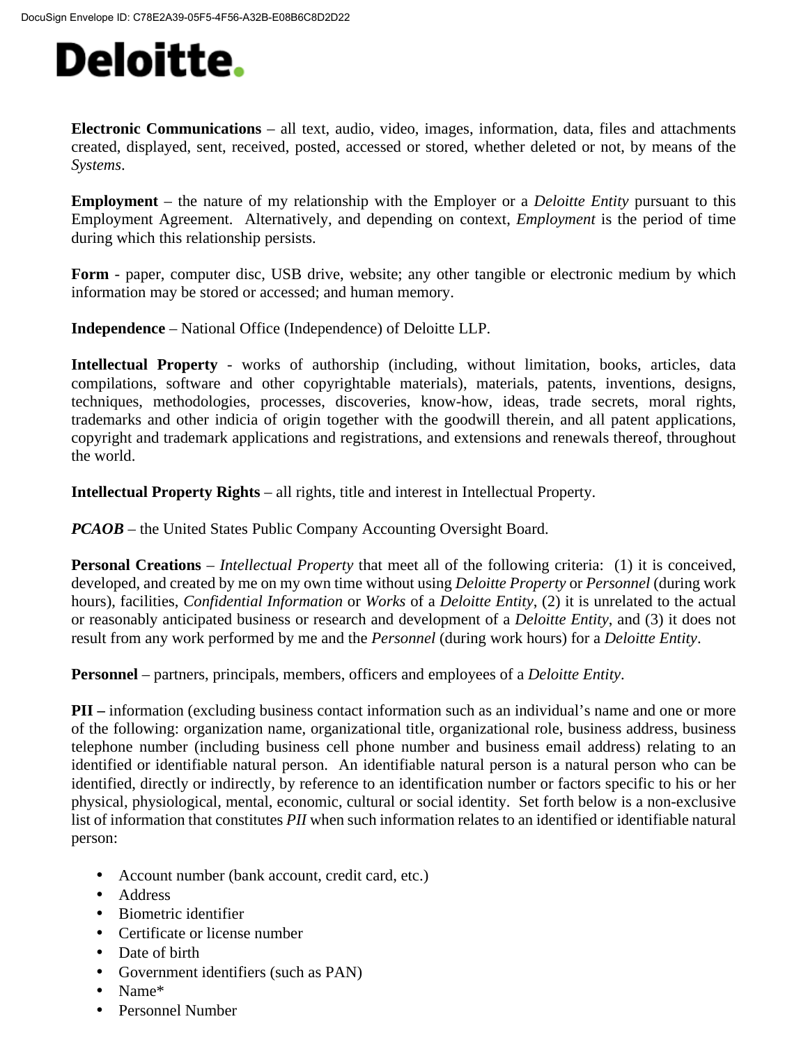**Electronic Communications** – all text, audio, video, images, information, data, files and attachments created, displayed, sent, received, posted, accessed or stored, whether deleted or not, by means of the *Systems*.

**Employment** – the nature of my relationship with the Employer or a *Deloitte Entity* pursuant to this Employment Agreement. Alternatively, and depending on context, *Employment* is the period of time during which this relationship persists.

**Form** - paper, computer disc, USB drive, website; any other tangible or electronic medium by which information may be stored or accessed; and human memory.

**Independence** – National Office (Independence) of Deloitte LLP.

**Intellectual Property** - works of authorship (including, without limitation, books, articles, data compilations, software and other copyrightable materials), materials, patents, inventions, designs, techniques, methodologies, processes, discoveries, know-how, ideas, trade secrets, moral rights, trademarks and other indicia of origin together with the goodwill therein, and all patent applications, copyright and trademark applications and registrations, and extensions and renewals thereof, throughout the world.

**Intellectual Property Rights** – all rights, title and interest in Intellectual Property.

***PCAOB*** – the United States Public Company Accounting Oversight Board.

**Personal Creations** – *Intellectual Property* that meet all of the following criteria: (1) it is conceived, developed, and created by me on my own time without using *Deloitte Property* or *Personnel* (during work hours), facilities, *Confidential Information* or *Works* of a *Deloitte Entity*, (2) it is unrelated to the actual or reasonably anticipated business or research and development of a *Deloitte Entity*, and (3) it does not result from any work performed by me and the *Personnel* (during work hours) for a *Deloitte Entity*.

**Personnel** – partners, principals, members, officers and employees of a *Deloitte Entity*.

**PII –** information (excluding business contact information such as an individual's name and one or more of the following: organization name, organizational title, organizational role, business address, business telephone number (including business cell phone number and business email address) relating to an identified or identifiable natural person. An identifiable natural person is a natural person who can be identified, directly or indirectly, by reference to an identification number or factors specific to his or her physical, physiological, mental, economic, cultural or social identity. Set forth below is a non-exclusive list of information that constitutes *PII* when such information relates to an identified or identifiable natural person:

- Account number (bank account, credit card, etc.)
- Address
- Biometric identifier
- Certificate or license number
- Date of birth
- Government identifiers (such as PAN)
- Name*
- Personnel Number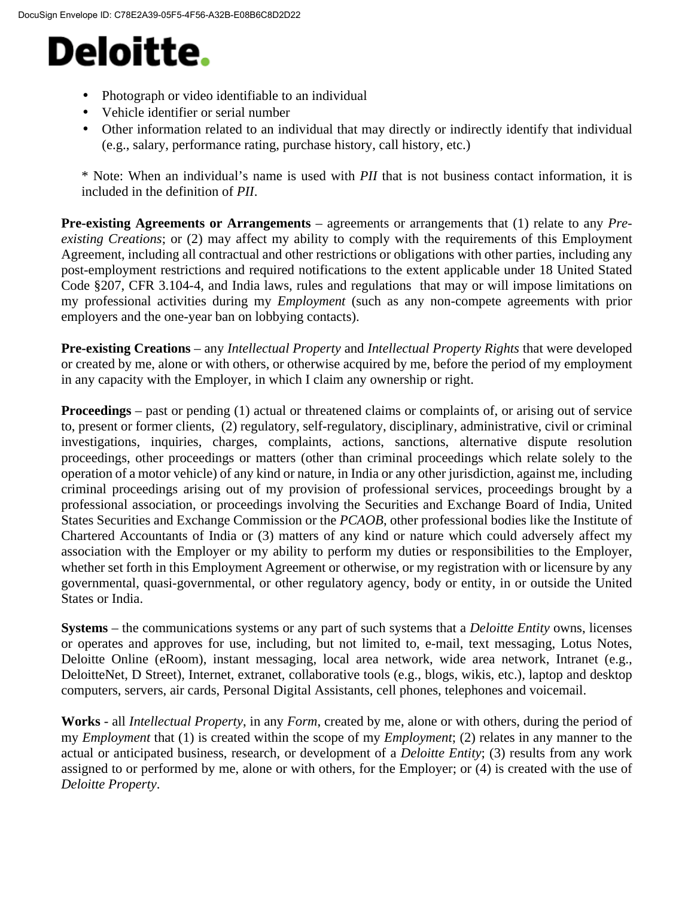- Photograph or video identifiable to an individual
- Vehicle identifier or serial number
- Other information related to an individual that may directly or indirectly identify that individual (e.g., salary, performance rating, purchase history, call history, etc.)

\* Note: When an individual's name is used with *PII* that is not business contact information, it is included in the definition of *PII*.

**Pre-existing Agreements or Arrangements** – agreements or arrangements that (1) relate to any *Pre-existing Creations*; or (2) may affect my ability to comply with the requirements of this Employment Agreement, including all contractual and other restrictions or obligations with other parties, including any post-employment restrictions and required notifications to the extent applicable under 18 United Stated Code §207, CFR 3.104-4, and India laws, rules and regulations that may or will impose limitations on my professional activities during my *Employment* (such as any non-compete agreements with prior employers and the one-year ban on lobbying contacts).

**Pre-existing Creations** – any *Intellectual Property* and *Intellectual Property Rights* that were developed or created by me, alone or with others, or otherwise acquired by me, before the period of my employment in any capacity with the Employer, in which I claim any ownership or right.

**Proceedings** – past or pending (1) actual or threatened claims or complaints of, or arising out of service to, present or former clients, (2) regulatory, self-regulatory, disciplinary, administrative, civil or criminal investigations, inquiries, charges, complaints, actions, sanctions, alternative dispute resolution proceedings, other proceedings or matters (other than criminal proceedings which relate solely to the operation of a motor vehicle) of any kind or nature, in India or any other jurisdiction, against me, including criminal proceedings arising out of my provision of professional services, proceedings brought by a professional association, or proceedings involving the Securities and Exchange Board of India, United States Securities and Exchange Commission or the *PCAOB*, other professional bodies like the Institute of Chartered Accountants of India or (3) matters of any kind or nature which could adversely affect my association with the Employer or my ability to perform my duties or responsibilities to the Employer, whether set forth in this Employment Agreement or otherwise, or my registration with or licensure by any governmental, quasi-governmental, or other regulatory agency, body or entity, in or outside the United States or India.

**Systems** – the communications systems or any part of such systems that a *Deloitte Entity* owns, licenses or operates and approves for use, including, but not limited to, e-mail, text messaging, Lotus Notes, Deloitte Online (eRoom), instant messaging, local area network, wide area network, Intranet (e.g., DeloitteNet, D Street), Internet, extranet, collaborative tools (e.g., blogs, wikis, etc.), laptop and desktop computers, servers, air cards, Personal Digital Assistants, cell phones, telephones and voicemail.

**Works** - all *Intellectual Property*, in any *Form*, created by me, alone or with others, during the period of my *Employment* that (1) is created within the scope of my *Employment*; (2) relates in any manner to the actual or anticipated business, research, or development of a *Deloitte Entity*; (3) results from any work assigned to or performed by me, alone or with others, for the Employer; or (4) is created with the use of *Deloitte Property*.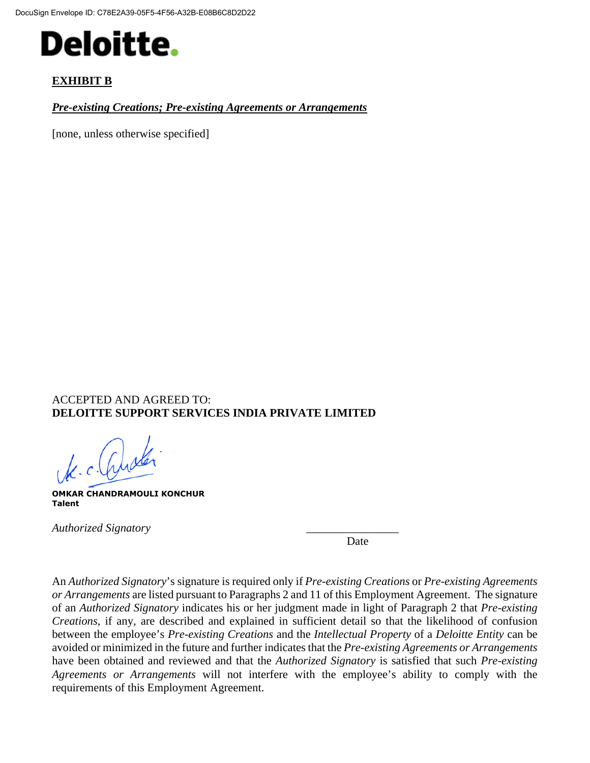Deloitte.

**EXHIBIT B**

***Pre-existing Creations; Pre-existing Agreements or Arrangements***

[none, unless otherwise specified]

ACCEPTED AND AGREED TO:
**DELOITTE SUPPORT SERVICES INDIA PRIVATE LIMITED**

**OMKAR CHANDRAMOULI KONCHUR**
**Talent**

*Authorized Signatory*

________________
Date

An *Authorized Signatory*'s signature is required only if *Pre-existing Creations* or *Pre-existing Agreements or Arrangements* are listed pursuant to Paragraphs 2 and 11 of this Employment Agreement. The signature of an *Authorized Signatory* indicates his or her judgment made in light of Paragraph 2 that *Pre-existing Creations*, if any, are described and explained in sufficient detail so that the likelihood of confusion between the employee's *Pre-existing Creations* and the *Intellectual Property* of a *Deloitte Entity* can be avoided or minimized in the future and further indicates that the *Pre-existing Agreements or Arrangements* have been obtained and reviewed and that the *Authorized Signatory* is satisfied that such *Pre-existing Agreements or Arrangements* will not interfere with the employee's ability to comply with the requirements of this Employment Agreement.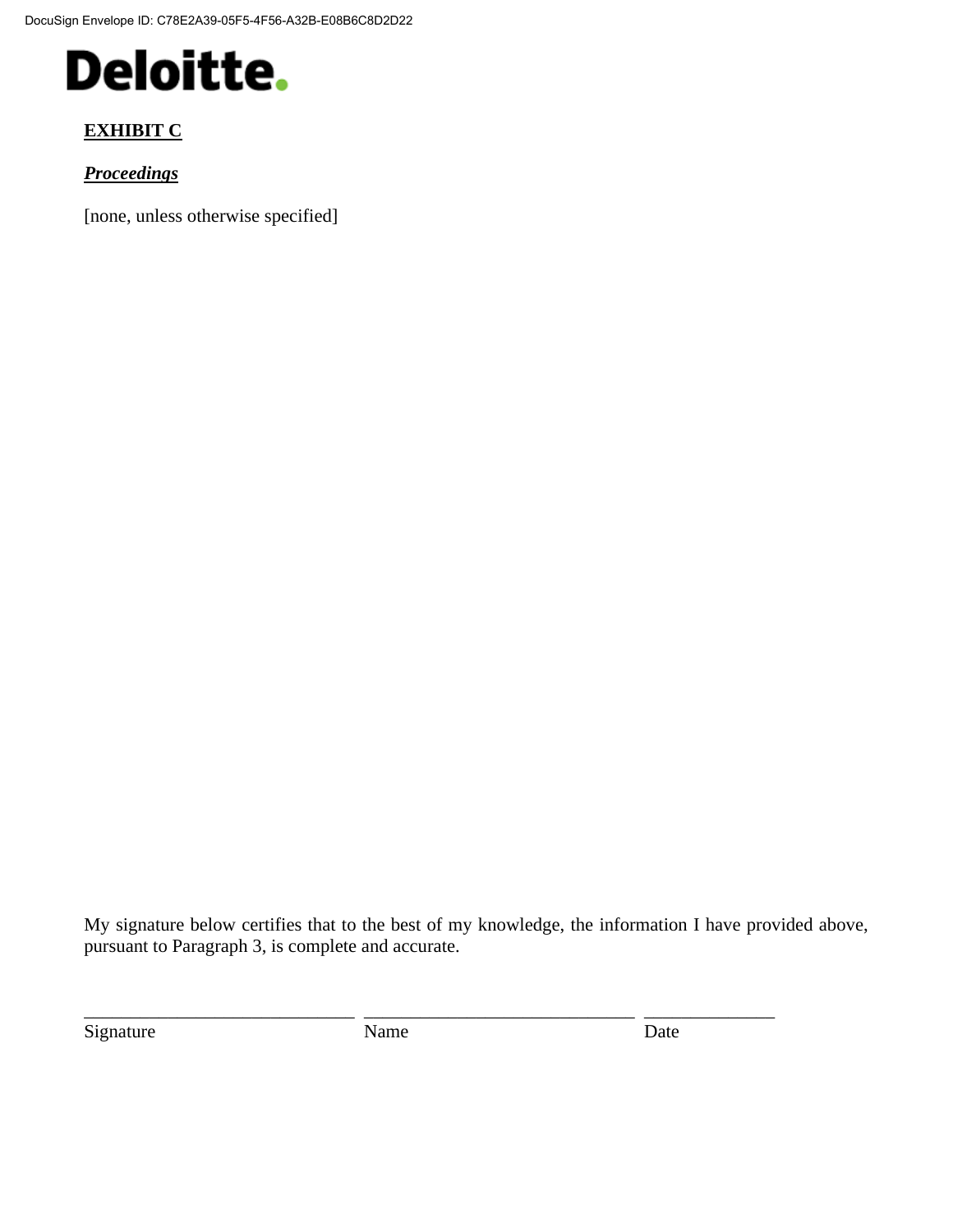**EXHIBIT C**

***Proceedings***

[none, unless otherwise specified]

My signature below certifies that to the best of my knowledge, the information I have provided above, pursuant to Paragraph 3, is complete and accurate.

\_\_\_\_\_\_\_\_\_\_\_\_\_\_\_\_\_\_\_\_\_\_\_\_\_\_\_\_\_\_ \_\_\_\_\_\_\_\_\_\_\_\_\_\_\_\_\_\_\_\_\_\_\_\_\_\_\_\_\_\_ \_\_\_\_\_\_\_\_\_\_\_\_\_\_\_

Signature Name Date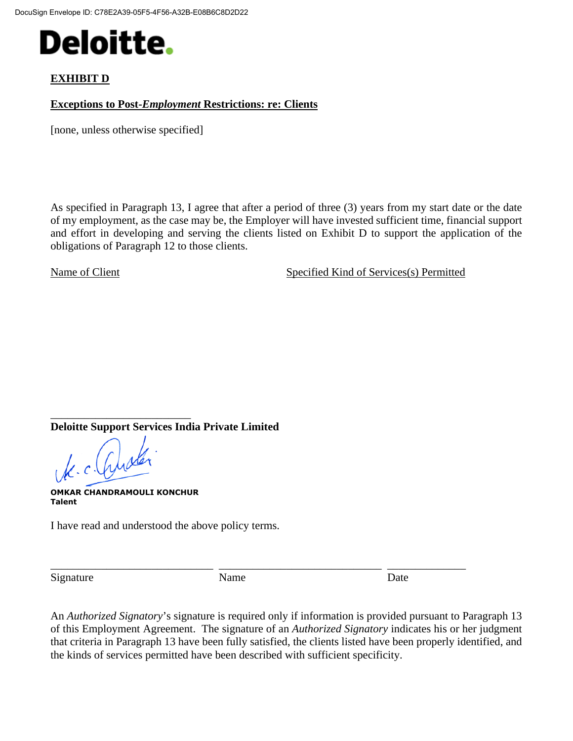**Deloitte.**

## EXHIBIT D

**Exceptions to Post-*Employment* Restrictions: re: Clients**

[none, unless otherwise specified]

As specified in Paragraph 13, I agree that after a period of three (3) years from my start date or the date of my employment, as the case may be, the Employer will have invested sufficient time, financial support and effort in developing and serving the clients listed on Exhibit D to support the application of the obligations of Paragraph 12 to those clients.

Name of Client — Specified Kind of Services(s) Permitted

\_\_\_\_\_\_\_\_\_\_\_\_\_\_\_\_\_\_\_\_\_\_\_\_\_\_\_

**Deloitte Support Services India Private Limited**

**OMKAR CHANDRAMOULI KONCHUR**
**Talent**

I have read and understood the above policy terms.

\_\_\_\_\_\_\_\_\_\_\_\_\_\_\_\_\_\_\_\_\_\_\_\_\_\_\_\_\_\_ \_\_\_\_\_\_\_\_\_\_\_\_\_\_\_\_\_\_\_\_\_\_\_\_\_\_\_\_\_\_ \_\_\_\_\_\_\_\_\_\_\_\_\_\_

Signature — Name — Date

An *Authorized Signatory*'s signature is required only if information is provided pursuant to Paragraph 13 of this Employment Agreement. The signature of an *Authorized Signatory* indicates his or her judgment that criteria in Paragraph 13 have been fully satisfied, the clients listed have been properly identified, and the kinds of services permitted have been described with sufficient specificity.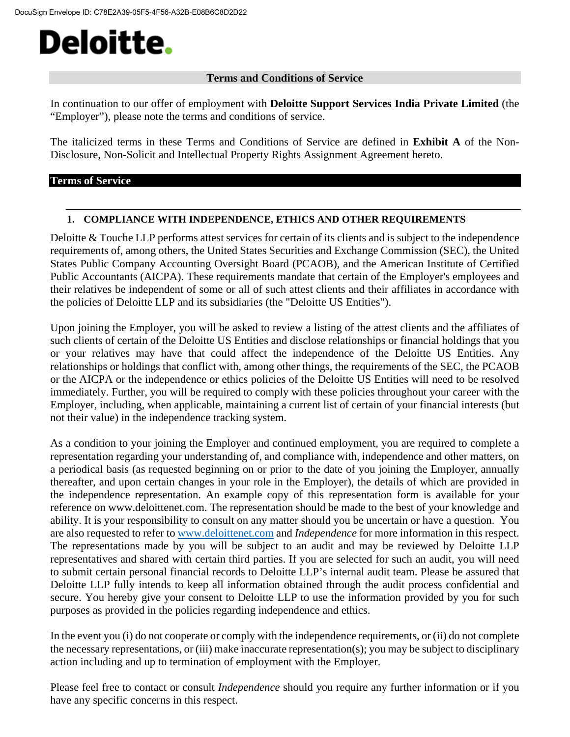Deloitte.

## Terms and Conditions of Service

In continuation to our offer of employment with **Deloitte Support Services India Private Limited** (the "Employer"), please note the terms and conditions of service.

The italicized terms in these Terms and Conditions of Service are defined in **Exhibit A** of the Non-Disclosure, Non-Solicit and Intellectual Property Rights Assignment Agreement hereto.

## Terms of Service

### 1. COMPLIANCE WITH INDEPENDENCE, ETHICS AND OTHER REQUIREMENTS

Deloitte & Touche LLP performs attest services for certain of its clients and is subject to the independence requirements of, among others, the United States Securities and Exchange Commission (SEC), the United States Public Company Accounting Oversight Board (PCAOB), and the American Institute of Certified Public Accountants (AICPA). These requirements mandate that certain of the Employer's employees and their relatives be independent of some or all of such attest clients and their affiliates in accordance with the policies of Deloitte LLP and its subsidiaries (the "Deloitte US Entities").

Upon joining the Employer, you will be asked to review a listing of the attest clients and the affiliates of such clients of certain of the Deloitte US Entities and disclose relationships or financial holdings that you or your relatives may have that could affect the independence of the Deloitte US Entities. Any relationships or holdings that conflict with, among other things, the requirements of the SEC, the PCAOB or the AICPA or the independence or ethics policies of the Deloitte US Entities will need to be resolved immediately. Further, you will be required to comply with these policies throughout your career with the Employer, including, when applicable, maintaining a current list of certain of your financial interests (but not their value) in the independence tracking system.

As a condition to your joining the Employer and continued employment, you are required to complete a representation regarding your understanding of, and compliance with, independence and other matters, on a periodical basis (as requested beginning on or prior to the date of you joining the Employer, annually thereafter, and upon certain changes in your role in the Employer), the details of which are provided in the independence representation. An example copy of this representation form is available for your reference on www.deloittenet.com. The representation should be made to the best of your knowledge and ability. It is your responsibility to consult on any matter should you be uncertain or have a question. You are also requested to refer to [www.deloittenet.com](http://www.deloittenet.com) and *Independence* for more information in this respect. The representations made by you will be subject to an audit and may be reviewed by Deloitte LLP representatives and shared with certain third parties. If you are selected for such an audit, you will need to submit certain personal financial records to Deloitte LLP's internal audit team. Please be assured that Deloitte LLP fully intends to keep all information obtained through the audit process confidential and secure. You hereby give your consent to Deloitte LLP to use the information provided by you for such purposes as provided in the policies regarding independence and ethics.

In the event you (i) do not cooperate or comply with the independence requirements, or (ii) do not complete the necessary representations, or (iii) make inaccurate representation(s); you may be subject to disciplinary action including and up to termination of employment with the Employer.

Please feel free to contact or consult *Independence* should you require any further information or if you have any specific concerns in this respect.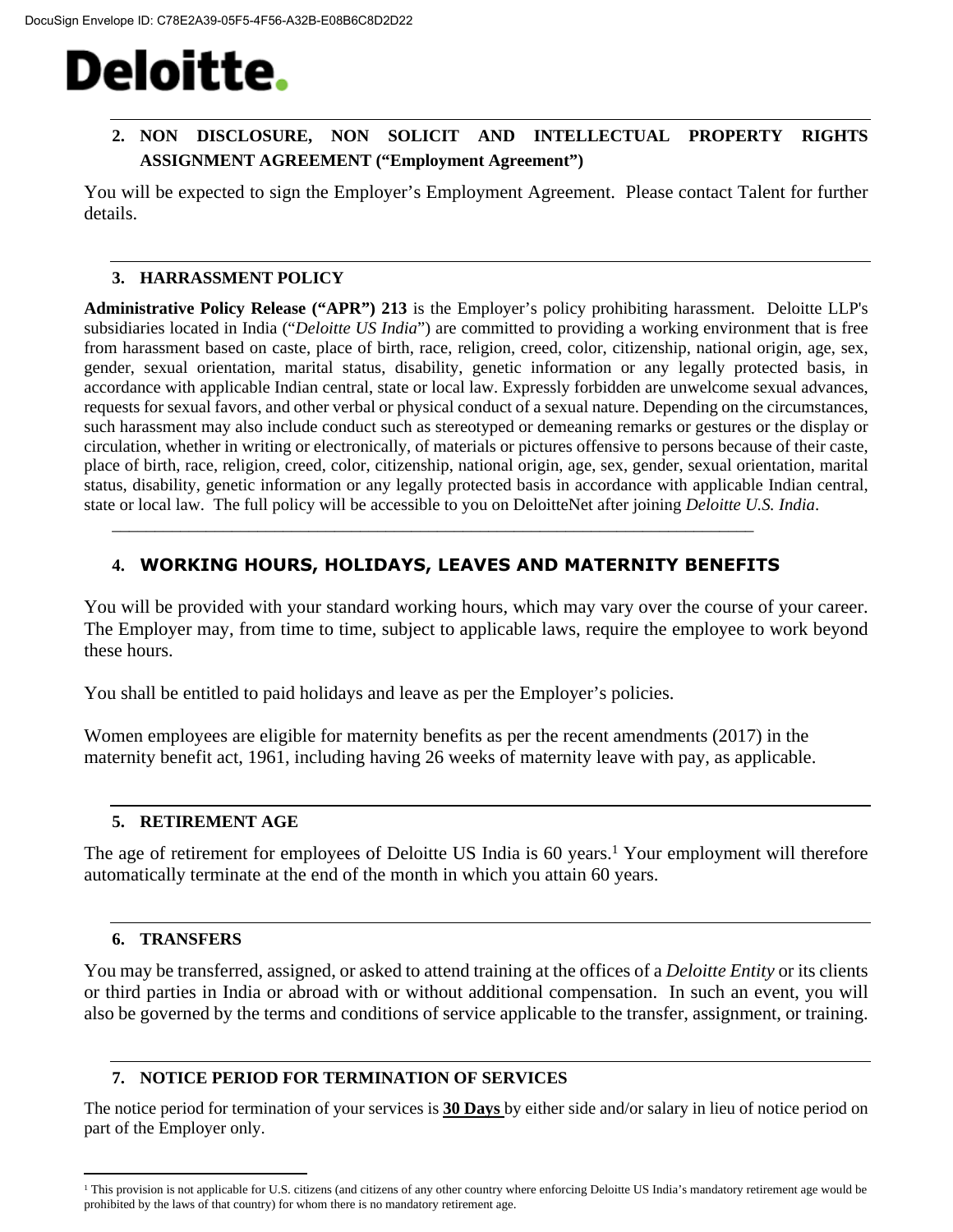## 2. NON DISCLOSURE, NON SOLICIT AND INTELLECTUAL PROPERTY RIGHTS ASSIGNMENT AGREEMENT ("Employment Agreement")

You will be expected to sign the Employer's Employment Agreement. Please contact Talent for further details.

## 3. HARRASSMENT POLICY

**Administrative Policy Release ("APR") 213** is the Employer's policy prohibiting harassment. Deloitte LLP's subsidiaries located in India ("*Deloitte US India*") are committed to providing a working environment that is free from harassment based on caste, place of birth, race, religion, creed, color, citizenship, national origin, age, sex, gender, sexual orientation, marital status, disability, genetic information or any legally protected basis, in accordance with applicable Indian central, state or local law. Expressly forbidden are unwelcome sexual advances, requests for sexual favors, and other verbal or physical conduct of a sexual nature. Depending on the circumstances, such harassment may also include conduct such as stereotyped or demeaning remarks or gestures or the display or circulation, whether in writing or electronically, of materials or pictures offensive to persons because of their caste, place of birth, race, religion, creed, color, citizenship, national origin, age, sex, gender, sexual orientation, marital status, disability, genetic information or any legally protected basis in accordance with applicable Indian central, state or local law. The full policy will be accessible to you on DeloitteNet after joining *Deloitte U.S. India*.

## 4. WORKING HOURS, HOLIDAYS, LEAVES AND MATERNITY BENEFITS

You will be provided with your standard working hours, which may vary over the course of your career. The Employer may, from time to time, subject to applicable laws, require the employee to work beyond these hours.

You shall be entitled to paid holidays and leave as per the Employer's policies.

Women employees are eligible for maternity benefits as per the recent amendments (2017) in the maternity benefit act, 1961, including having 26 weeks of maternity leave with pay, as applicable.

## 5. RETIREMENT AGE

The age of retirement for employees of Deloitte US India is 60 years.[1] Your employment will therefore automatically terminate at the end of the month in which you attain 60 years.

## 6. TRANSFERS

You may be transferred, assigned, or asked to attend training at the offices of a *Deloitte Entity* or its clients or third parties in India or abroad with or without additional compensation. In such an event, you will also be governed by the terms and conditions of service applicable to the transfer, assignment, or training.

## 7. NOTICE PERIOD FOR TERMINATION OF SERVICES

The notice period for termination of your services is **30 Days** by either side and/or salary in lieu of notice period on part of the Employer only.

---

[1] This provision is not applicable for U.S. citizens (and citizens of any other country where enforcing Deloitte US India's mandatory retirement age would be prohibited by the laws of that country) for whom there is no mandatory retirement age.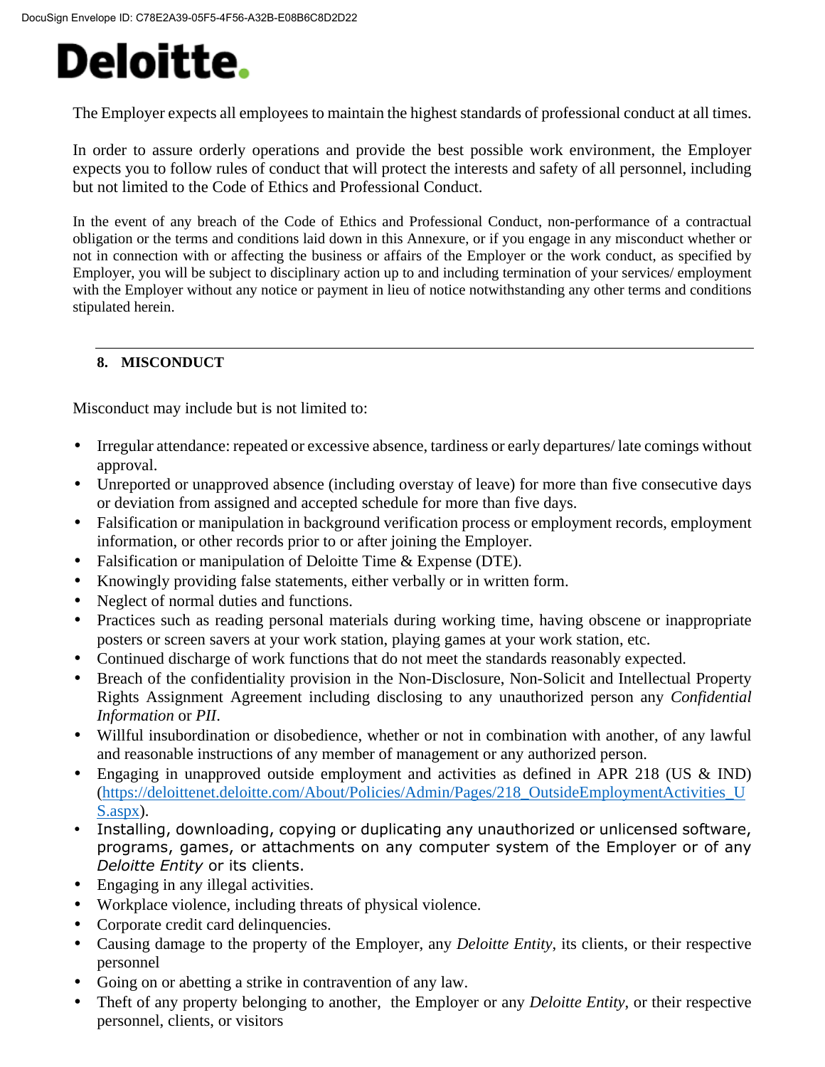Deloitte.

The Employer expects all employees to maintain the highest standards of professional conduct at all times.

In order to assure orderly operations and provide the best possible work environment, the Employer expects you to follow rules of conduct that will protect the interests and safety of all personnel, including but not limited to the Code of Ethics and Professional Conduct.

In the event of any breach of the Code of Ethics and Professional Conduct, non-performance of a contractual obligation or the terms and conditions laid down in this Annexure, or if you engage in any misconduct whether or not in connection with or affecting the business or affairs of the Employer or the work conduct, as specified by Employer, you will be subject to disciplinary action up to and including termination of your services/ employment with the Employer without any notice or payment in lieu of notice notwithstanding any other terms and conditions stipulated herein.

---

## 8. MISCONDUCT

Misconduct may include but is not limited to:

- Irregular attendance: repeated or excessive absence, tardiness or early departures/ late comings without approval.
- Unreported or unapproved absence (including overstay of leave) for more than five consecutive days or deviation from assigned and accepted schedule for more than five days.
- Falsification or manipulation in background verification process or employment records, employment information, or other records prior to or after joining the Employer.
- Falsification or manipulation of Deloitte Time & Expense (DTE).
- Knowingly providing false statements, either verbally or in written form.
- Neglect of normal duties and functions.
- Practices such as reading personal materials during working time, having obscene or inappropriate posters or screen savers at your work station, playing games at your work station, etc.
- Continued discharge of work functions that do not meet the standards reasonably expected.
- Breach of the confidentiality provision in the Non-Disclosure, Non-Solicit and Intellectual Property Rights Assignment Agreement including disclosing to any unauthorized person any *Confidential Information* or *PII*.
- Willful insubordination or disobedience, whether or not in combination with another, of any lawful and reasonable instructions of any member of management or any authorized person.
- Engaging in unapproved outside employment and activities as defined in APR 218 (US & IND) ([https://deloittenet.deloitte.com/About/Policies/Admin/Pages/218_OutsideEmploymentActivities_US.aspx](https://deloittenet.deloitte.com/About/Policies/Admin/Pages/218_OutsideEmploymentActivities_US.aspx)).
- Installing, downloading, copying or duplicating any unauthorized or unlicensed software, programs, games, or attachments on any computer system of the Employer or of any *Deloitte Entity* or its clients.
- Engaging in any illegal activities.
- Workplace violence, including threats of physical violence.
- Corporate credit card delinquencies.
- Causing damage to the property of the Employer, any *Deloitte Entity*, its clients, or their respective personnel
- Going on or abetting a strike in contravention of any law.
- Theft of any property belonging to another, the Employer or any *Deloitte Entity*, or their respective personnel, clients, or visitors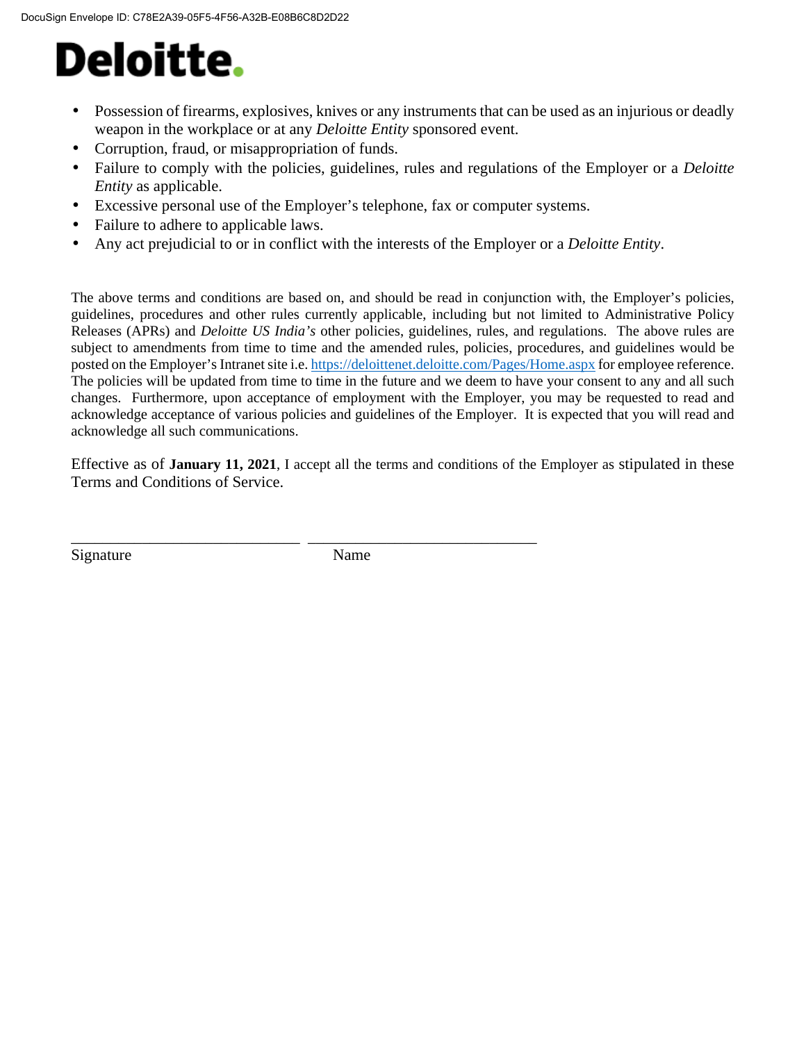- Possession of firearms, explosives, knives or any instruments that can be used as an injurious or deadly weapon in the workplace or at any *Deloitte Entity* sponsored event.
- Corruption, fraud, or misappropriation of funds.
- Failure to comply with the policies, guidelines, rules and regulations of the Employer or a *Deloitte Entity* as applicable.
- Excessive personal use of the Employer's telephone, fax or computer systems.
- Failure to adhere to applicable laws.
- Any act prejudicial to or in conflict with the interests of the Employer or a *Deloitte Entity*.

The above terms and conditions are based on, and should be read in conjunction with, the Employer's policies, guidelines, procedures and other rules currently applicable, including but not limited to Administrative Policy Releases (APRs) and *Deloitte US India's* other policies, guidelines, rules, and regulations. The above rules are subject to amendments from time to time and the amended rules, policies, procedures, and guidelines would be posted on the Employer's Intranet site i.e. https://deloittenet.deloitte.com/Pages/Home.aspx for employee reference. The policies will be updated from time to time in the future and we deem to have your consent to any and all such changes. Furthermore, upon acceptance of employment with the Employer, you may be requested to read and acknowledge acceptance of various policies and guidelines of the Employer. It is expected that you will read and acknowledge all such communications.

Effective as of **January 11, 2021**, I accept all the terms and conditions of the Employer as stipulated in these Terms and Conditions of Service.

\_\_\_\_\_\_\_\_\_\_\_\_\_\_\_\_\_\_\_\_\_\_\_\_\_\_\_\_\_\_ \_\_\_\_\_\_\_\_\_\_\_\_\_\_\_\_\_\_\_\_\_\_\_\_\_\_\_\_\_\_

Signature Name